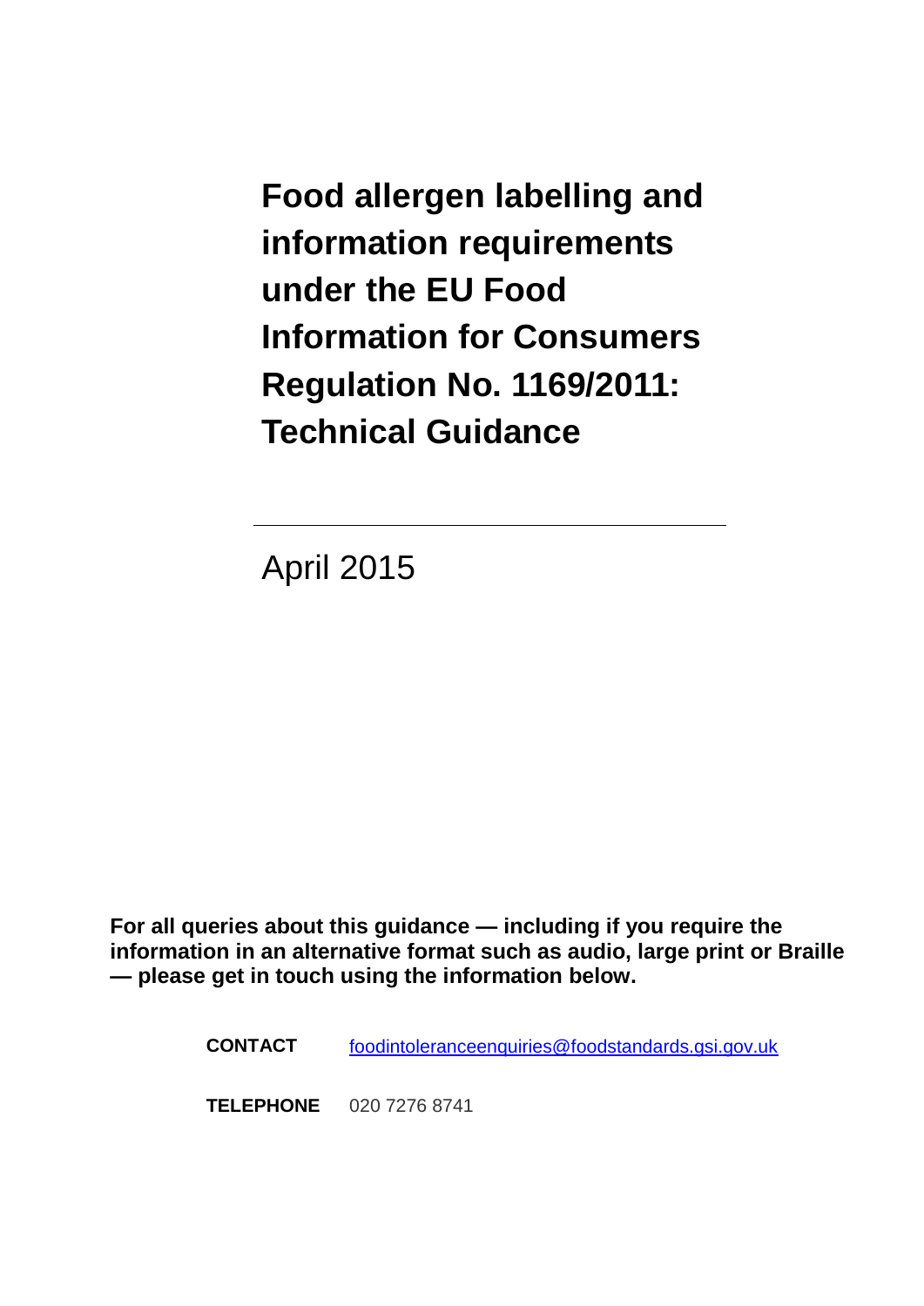# Food allergen labelling and information requirements under the EU Food Information for Consumers Regulation No. 1169/2011: Technical Guidance

April 2015

**For all queries about this guidance — including if you require the information in an alternative format such as audio, large print or Braille — please get in touch using the information below.**

**CONTACT** foodintoleranceenquiries@foodstandards.gsi.gov.uk

**TELEPHONE** 020 7276 8741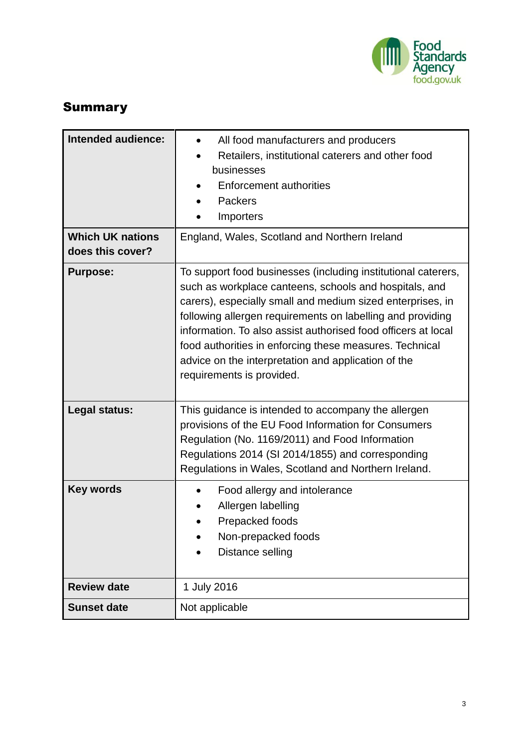## Summary

| | |
|---|---|
| **Intended audience:** | • All food manufacturers and producers<br>• Retailers, institutional caterers and other food businesses<br>• Enforcement authorities<br>• Packers<br>• Importers |
| **Which UK nations does this cover?** | England, Wales, Scotland and Northern Ireland |
| **Purpose:** | To support food businesses (including institutional caterers, such as workplace canteens, schools and hospitals, and carers), especially small and medium sized enterprises, in following allergen requirements on labelling and providing information. To also assist authorised food officers at local food authorities in enforcing these measures. Technical advice on the interpretation and application of the requirements is provided. |
| **Legal status:** | This guidance is intended to accompany the allergen provisions of the EU Food Information for Consumers Regulation (No. 1169/2011) and Food Information Regulations 2014 (SI 2014/1855) and corresponding Regulations in Wales, Scotland and Northern Ireland. |
| **Key words** | • Food allergy and intolerance<br>• Allergen labelling<br>• Prepacked foods<br>• Non-prepacked foods<br>• Distance selling |
| **Review date** | 1 July 2016 |
| **Sunset date** | Not applicable |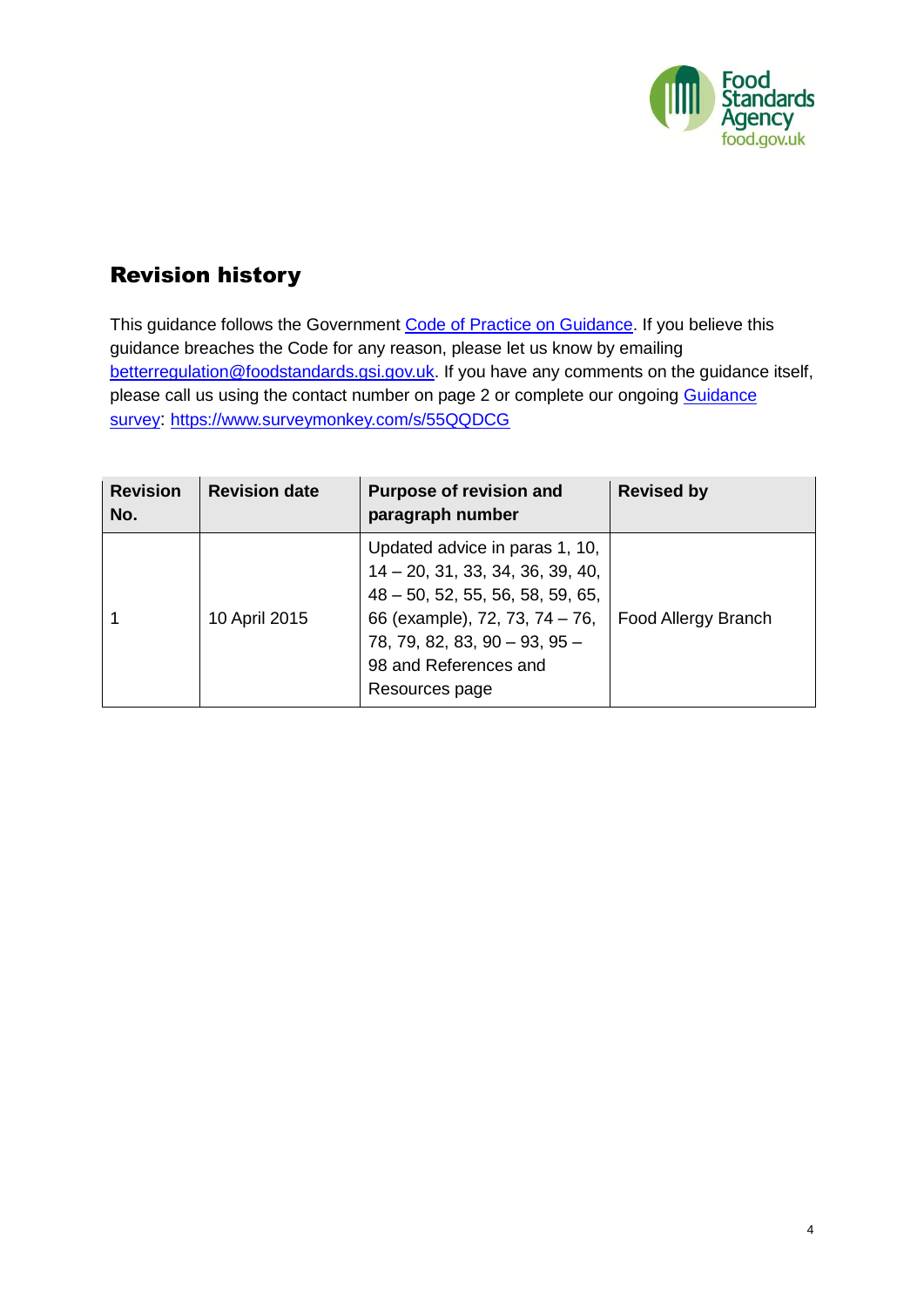## Revision history

This guidance follows the Government [Code of Practice on Guidance](). If you believe this guidance breaches the Code for any reason, please let us know by emailing [betterregulation@foodstandards.gsi.gov.uk](mailto:betterregulation@foodstandards.gsi.gov.uk). If you have any comments on the guidance itself, please call us using the contact number on page 2 or complete our ongoing [Guidance survey](): [https://www.surveymonkey.com/s/55QQDCG](https://www.surveymonkey.com/s/55QQDCG)

| Revision No. | Revision date | Purpose of revision and paragraph number | Revised by |
|---|---|---|---|
| 1 | 10 April 2015 | Updated advice in paras 1, 10, 14 – 20, 31, 33, 34, 36, 39, 40, 48 – 50, 52, 55, 56, 58, 59, 65, 66 (example), 72, 73, 74 – 76, 78, 79, 82, 83, 90 – 93, 95 – 98 and References and Resources page | Food Allergy Branch |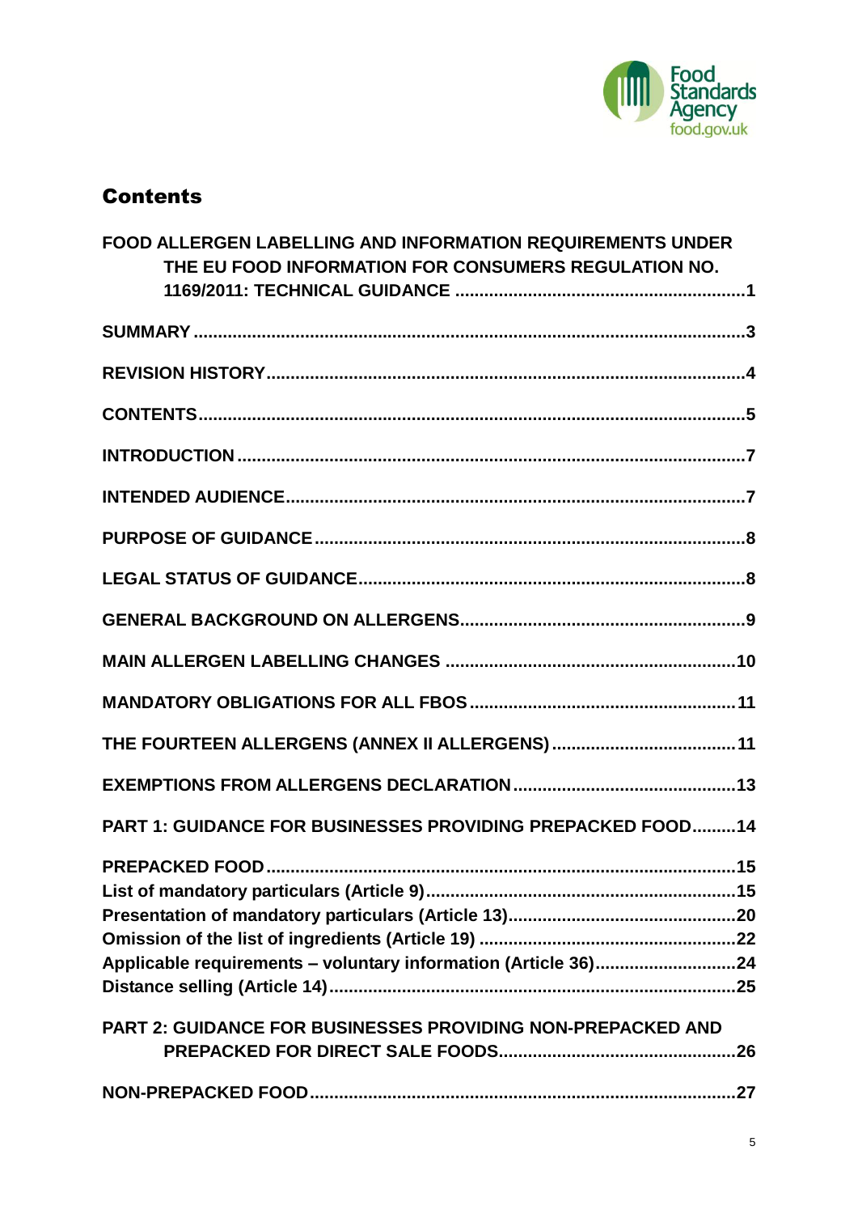## Contents

**FOOD ALLERGEN LABELLING AND INFORMATION REQUIREMENTS UNDER THE EU FOOD INFORMATION FOR CONSUMERS REGULATION NO. 1169/2011: TECHNICAL GUIDANCE ............................................................1**

**SUMMARY ..................................................................................................3**

**REVISION HISTORY...................................................................................4**

**CONTENTS..................................................................................................5**

**INTRODUCTION .........................................................................................7**

**INTENDED AUDIENCE................................................................................7**

**PURPOSE OF GUIDANCE ..........................................................................8**

**LEGAL STATUS OF GUIDANCE................................................................8**

**GENERAL BACKGROUND ON ALLERGENS.............................................9**

**MAIN ALLERGEN LABELLING CHANGES .............................................10**

**MANDATORY OBLIGATIONS FOR ALL FBOS ........................................11**

**THE FOURTEEN ALLERGENS (ANNEX II ALLERGENS) .......................11**

**EXEMPTIONS FROM ALLERGENS DECLARATION ...............................13**

**PART 1: GUIDANCE FOR BUSINESSES PROVIDING PREPACKED FOOD.........14**

**PREPACKED FOOD .................................................................................15**
**List of mandatory particulars (Article 9)...................................................15**
**Presentation of mandatory particulars (Article 13)...................................20**
**Omission of the list of ingredients (Article 19) .........................................22**
**Applicable requirements – voluntary information (Article 36)..................24**
**Distance selling (Article 14).......................................................................25**

**PART 2: GUIDANCE FOR BUSINESSES PROVIDING NON-PREPACKED AND PREPACKED FOR DIRECT SALE FOODS..................................................26**

**NON-PREPACKED FOOD.........................................................................27**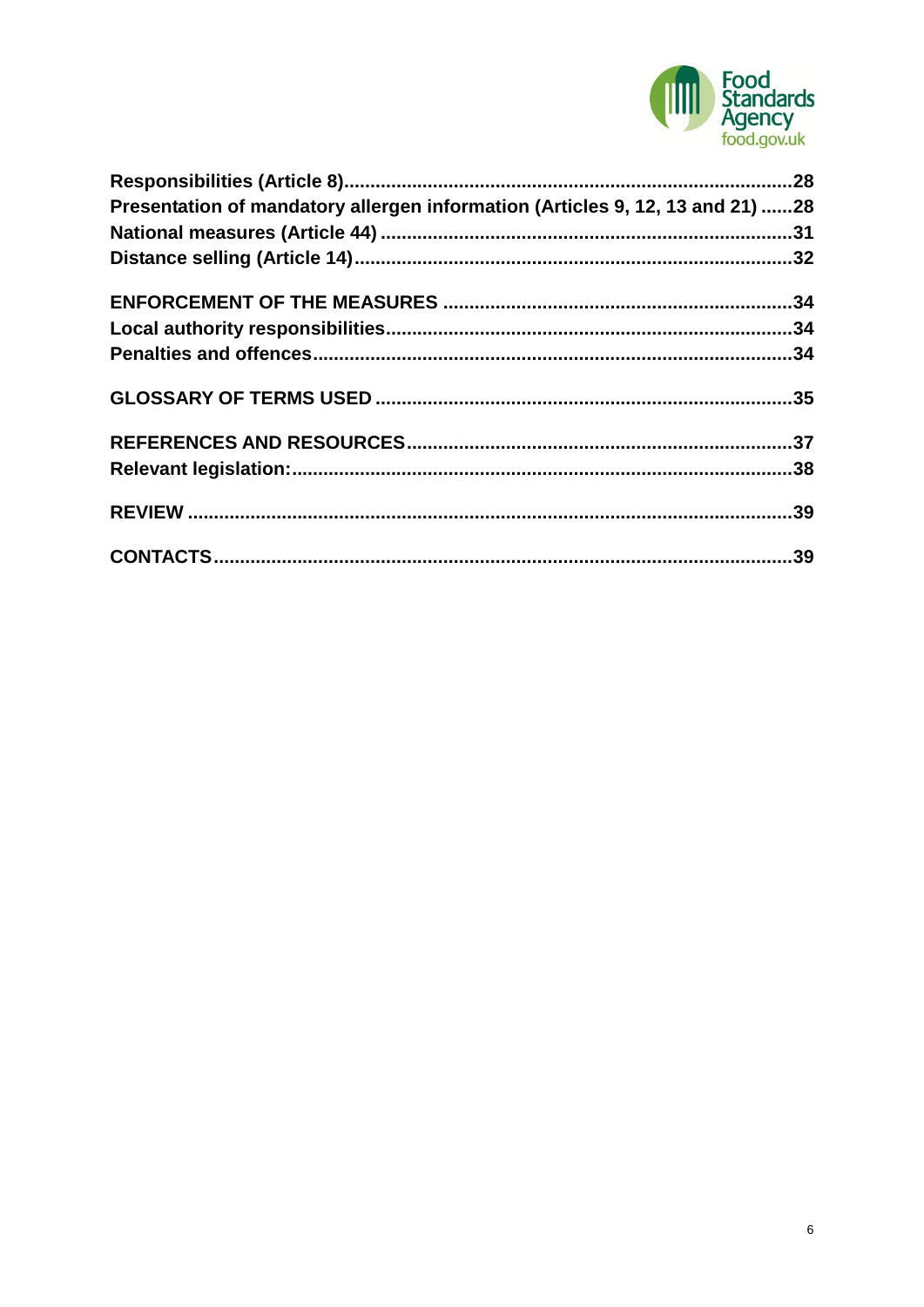**Responsibilities (Article 8)** .......................................................................................... **28**
**Presentation of mandatory allergen information (Articles 9, 12, 13 and 21)** ...... **28**
**National measures (Article 44)** ..................................................................................... **31**
**Distance selling (Article 14)** ........................................................................................... **32**

**ENFORCEMENT OF THE MEASURES** ........................................................................ **34**
**Local authority responsibilities** ..................................................................................... **34**
**Penalties and offences** .................................................................................................... **34**

**GLOSSARY OF TERMS USED** ........................................................................................ **35**

**REFERENCES AND RESOURCES** ................................................................................. **37**
**Relevant legislation:** ......................................................................................................... **38**

**REVIEW** ................................................................................................................................ **39**

**CONTACTS** ........................................................................................................................... **39**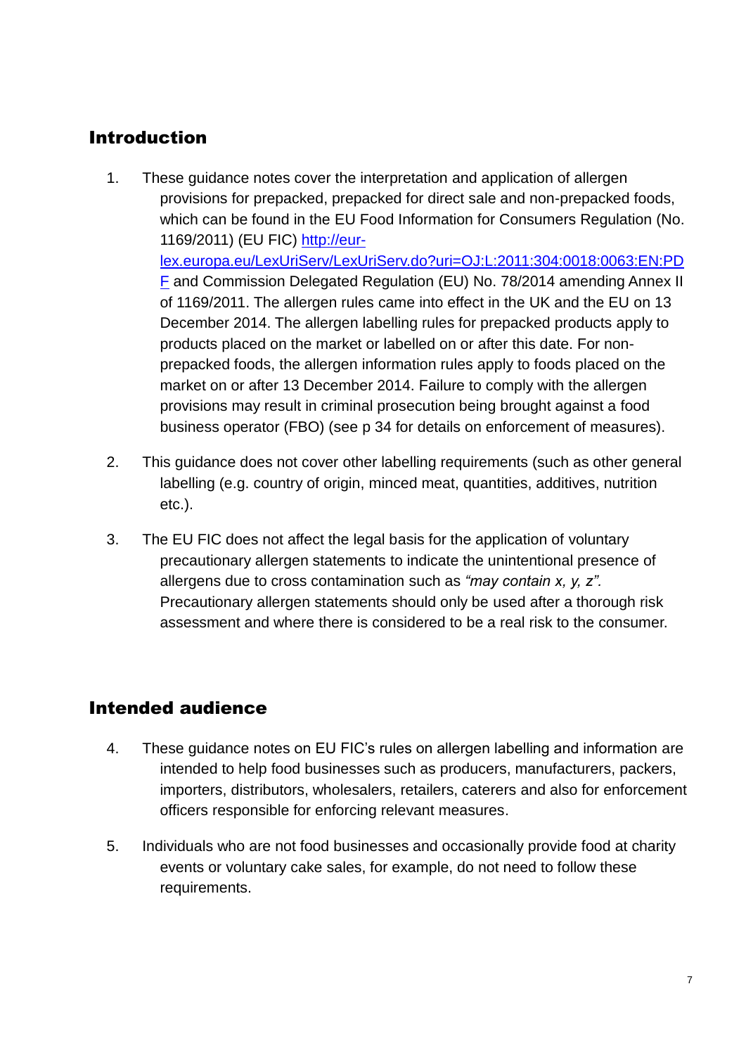## Introduction

1. These guidance notes cover the interpretation and application of allergen provisions for prepacked, prepacked for direct sale and non-prepacked foods, which can be found in the EU Food Information for Consumers Regulation (No. 1169/2011) (EU FIC) [http://eur-lex.europa.eu/LexUriServ/LexUriServ.do?uri=OJ:L:2011:304:0018:0063:EN:PDF](http://eur-lex.europa.eu/LexUriServ/LexUriServ.do?uri=OJ:L:2011:304:0018:0063:EN:PDF) and Commission Delegated Regulation (EU) No. 78/2014 amending Annex II of 1169/2011. The allergen rules came into effect in the UK and the EU on 13 December 2014. The allergen labelling rules for prepacked products apply to products placed on the market or labelled on or after this date. For non-prepacked foods, the allergen information rules apply to foods placed on the market on or after 13 December 2014. Failure to comply with the allergen provisions may result in criminal prosecution being brought against a food business operator (FBO) (see p 34 for details on enforcement of measures).

2. This guidance does not cover other labelling requirements (such as other general labelling (e.g. country of origin, minced meat, quantities, additives, nutrition etc.).

3. The EU FIC does not affect the legal basis for the application of voluntary precautionary allergen statements to indicate the unintentional presence of allergens due to cross contamination such as *"may contain x, y, z".* Precautionary allergen statements should only be used after a thorough risk assessment and where there is considered to be a real risk to the consumer.

## Intended audience

4. These guidance notes on EU FIC's rules on allergen labelling and information are intended to help food businesses such as producers, manufacturers, packers, importers, distributors, wholesalers, retailers, caterers and also for enforcement officers responsible for enforcing relevant measures.

5. Individuals who are not food businesses and occasionally provide food at charity events or voluntary cake sales, for example, do not need to follow these requirements.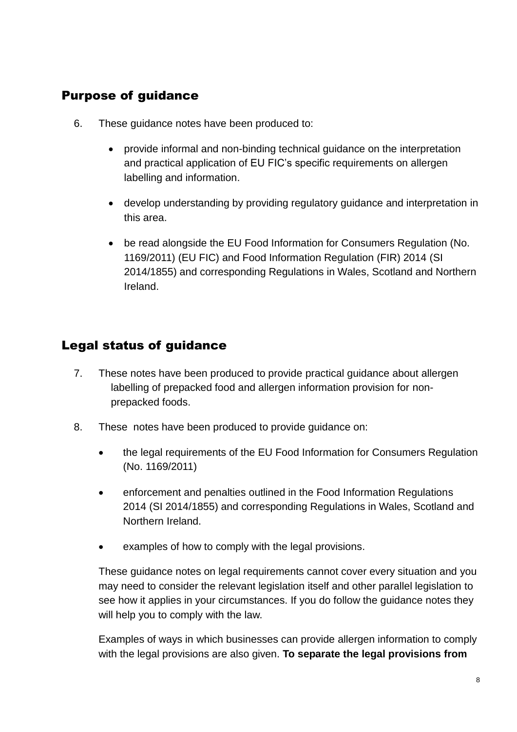## Purpose of guidance

6. These guidance notes have been produced to:

   - provide informal and non-binding technical guidance on the interpretation and practical application of EU FIC's specific requirements on allergen labelling and information.

   - develop understanding by providing regulatory guidance and interpretation in this area.

   - be read alongside the EU Food Information for Consumers Regulation (No. 1169/2011) (EU FIC) and Food Information Regulation (FIR) 2014 (SI 2014/1855) and corresponding Regulations in Wales, Scotland and Northern Ireland.

## Legal status of guidance

7. These notes have been produced to provide practical guidance about allergen labelling of prepacked food and allergen information provision for non-prepacked foods.

8. These notes have been produced to provide guidance on:

   - the legal requirements of the EU Food Information for Consumers Regulation (No. 1169/2011)

   - enforcement and penalties outlined in the Food Information Regulations 2014 (SI 2014/1855) and corresponding Regulations in Wales, Scotland and Northern Ireland.

   - examples of how to comply with the legal provisions.

   These guidance notes on legal requirements cannot cover every situation and you may need to consider the relevant legislation itself and other parallel legislation to see how it applies in your circumstances. If you do follow the guidance notes they will help you to comply with the law.

   Examples of ways in which businesses can provide allergen information to comply with the legal provisions are also given. **To separate the legal provisions from**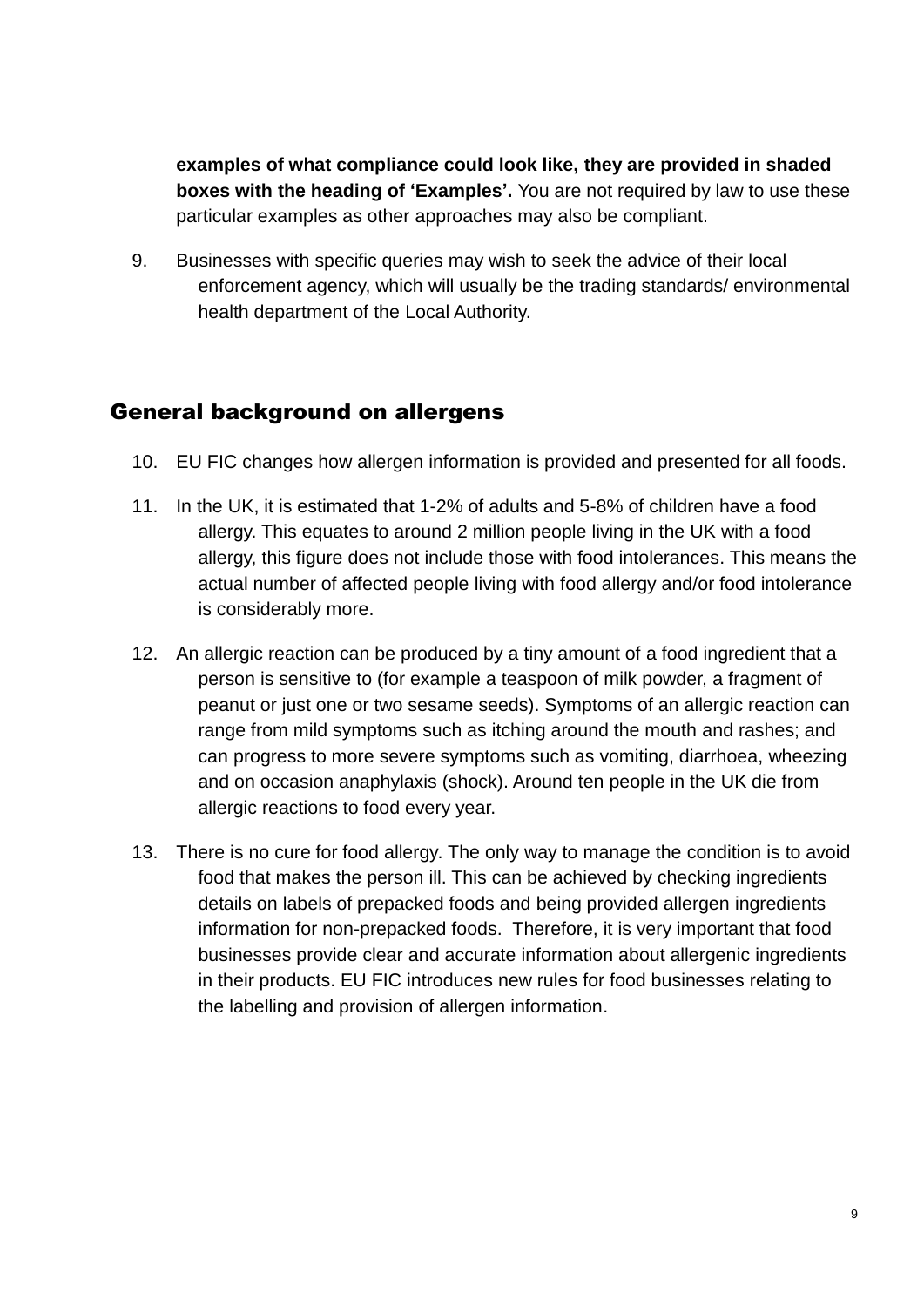**examples of what compliance could look like, they are provided in shaded boxes with the heading of 'Examples'.** You are not required by law to use these particular examples as other approaches may also be compliant.

9. Businesses with specific queries may wish to seek the advice of their local enforcement agency, which will usually be the trading standards/ environmental health department of the Local Authority.

## General background on allergens

10. EU FIC changes how allergen information is provided and presented for all foods.

11. In the UK, it is estimated that 1-2% of adults and 5-8% of children have a food allergy. This equates to around 2 million people living in the UK with a food allergy, this figure does not include those with food intolerances. This means the actual number of affected people living with food allergy and/or food intolerance is considerably more.

12. An allergic reaction can be produced by a tiny amount of a food ingredient that a person is sensitive to (for example a teaspoon of milk powder, a fragment of peanut or just one or two sesame seeds). Symptoms of an allergic reaction can range from mild symptoms such as itching around the mouth and rashes; and can progress to more severe symptoms such as vomiting, diarrhoea, wheezing and on occasion anaphylaxis (shock). Around ten people in the UK die from allergic reactions to food every year.

13. There is no cure for food allergy. The only way to manage the condition is to avoid food that makes the person ill. This can be achieved by checking ingredients details on labels of prepacked foods and being provided allergen ingredients information for non-prepacked foods. Therefore, it is very important that food businesses provide clear and accurate information about allergenic ingredients in their products. EU FIC introduces new rules for food businesses relating to the labelling and provision of allergen information.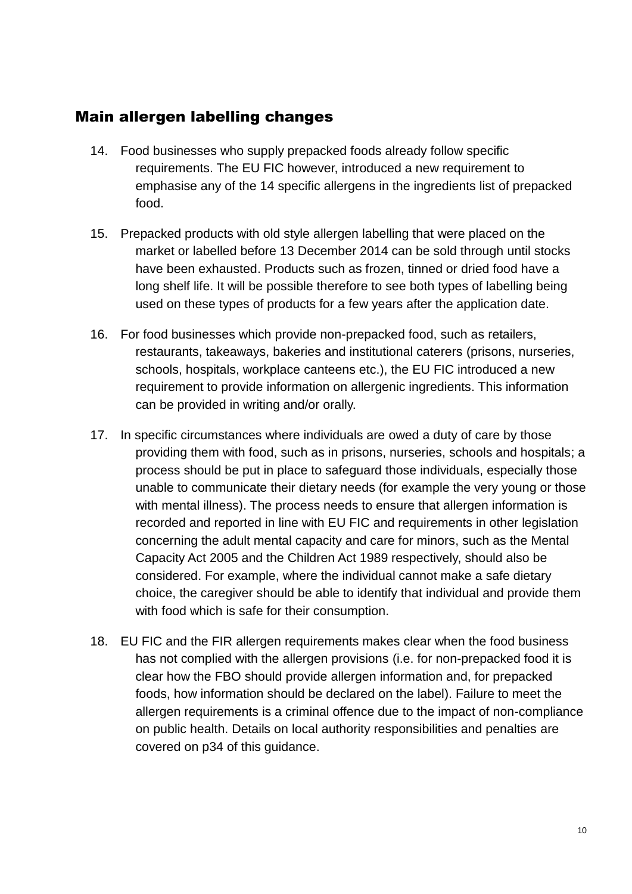## Main allergen labelling changes

14. Food businesses who supply prepacked foods already follow specific requirements. The EU FIC however, introduced a new requirement to emphasise any of the 14 specific allergens in the ingredients list of prepacked food.

15. Prepacked products with old style allergen labelling that were placed on the market or labelled before 13 December 2014 can be sold through until stocks have been exhausted. Products such as frozen, tinned or dried food have a long shelf life. It will be possible therefore to see both types of labelling being used on these types of products for a few years after the application date.

16. For food businesses which provide non-prepacked food, such as retailers, restaurants, takeaways, bakeries and institutional caterers (prisons, nurseries, schools, hospitals, workplace canteens etc.), the EU FIC introduced a new requirement to provide information on allergenic ingredients. This information can be provided in writing and/or orally.

17. In specific circumstances where individuals are owed a duty of care by those providing them with food, such as in prisons, nurseries, schools and hospitals; a process should be put in place to safeguard those individuals, especially those unable to communicate their dietary needs (for example the very young or those with mental illness). The process needs to ensure that allergen information is recorded and reported in line with EU FIC and requirements in other legislation concerning the adult mental capacity and care for minors, such as the Mental Capacity Act 2005 and the Children Act 1989 respectively, should also be considered. For example, where the individual cannot make a safe dietary choice, the caregiver should be able to identify that individual and provide them with food which is safe for their consumption.

18. EU FIC and the FIR allergen requirements makes clear when the food business has not complied with the allergen provisions (i.e. for non-prepacked food it is clear how the FBO should provide allergen information and, for prepacked foods, how information should be declared on the label). Failure to meet the allergen requirements is a criminal offence due to the impact of non-compliance on public health. Details on local authority responsibilities and penalties are covered on p34 of this guidance.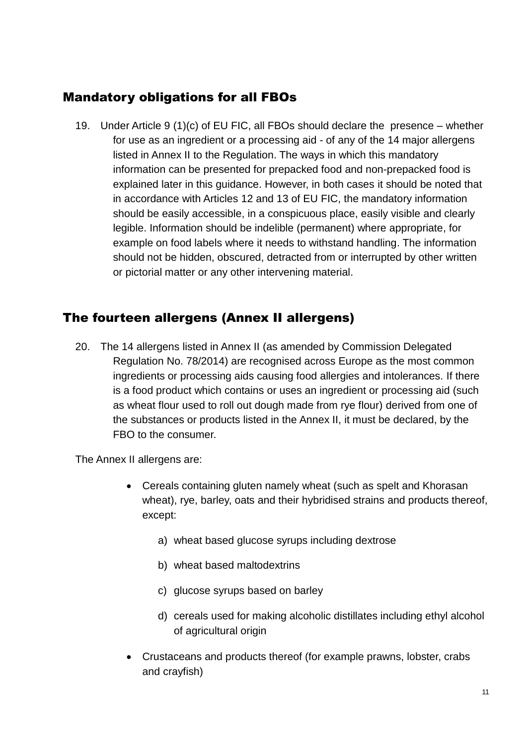## Mandatory obligations for all FBOs

19. Under Article 9 (1)(c) of EU FIC, all FBOs should declare the presence – whether for use as an ingredient or a processing aid - of any of the 14 major allergens listed in Annex II to the Regulation. The ways in which this mandatory information can be presented for prepacked food and non-prepacked food is explained later in this guidance. However, in both cases it should be noted that in accordance with Articles 12 and 13 of EU FIC, the mandatory information should be easily accessible, in a conspicuous place, easily visible and clearly legible. Information should be indelible (permanent) where appropriate, for example on food labels where it needs to withstand handling. The information should not be hidden, obscured, detracted from or interrupted by other written or pictorial matter or any other intervening material.

## The fourteen allergens (Annex II allergens)

20. The 14 allergens listed in Annex II (as amended by Commission Delegated Regulation No. 78/2014) are recognised across Europe as the most common ingredients or processing aids causing food allergies and intolerances. If there is a food product which contains or uses an ingredient or processing aid (such as wheat flour used to roll out dough made from rye flour) derived from one of the substances or products listed in the Annex II, it must be declared, by the FBO to the consumer.

The Annex II allergens are:

- Cereals containing gluten namely wheat (such as spelt and Khorasan wheat), rye, barley, oats and their hybridised strains and products thereof, except:
    a) wheat based glucose syrups including dextrose
    b) wheat based maltodextrins
    c) glucose syrups based on barley
    d) cereals used for making alcoholic distillates including ethyl alcohol of agricultural origin
- Crustaceans and products thereof (for example prawns, lobster, crabs and crayfish)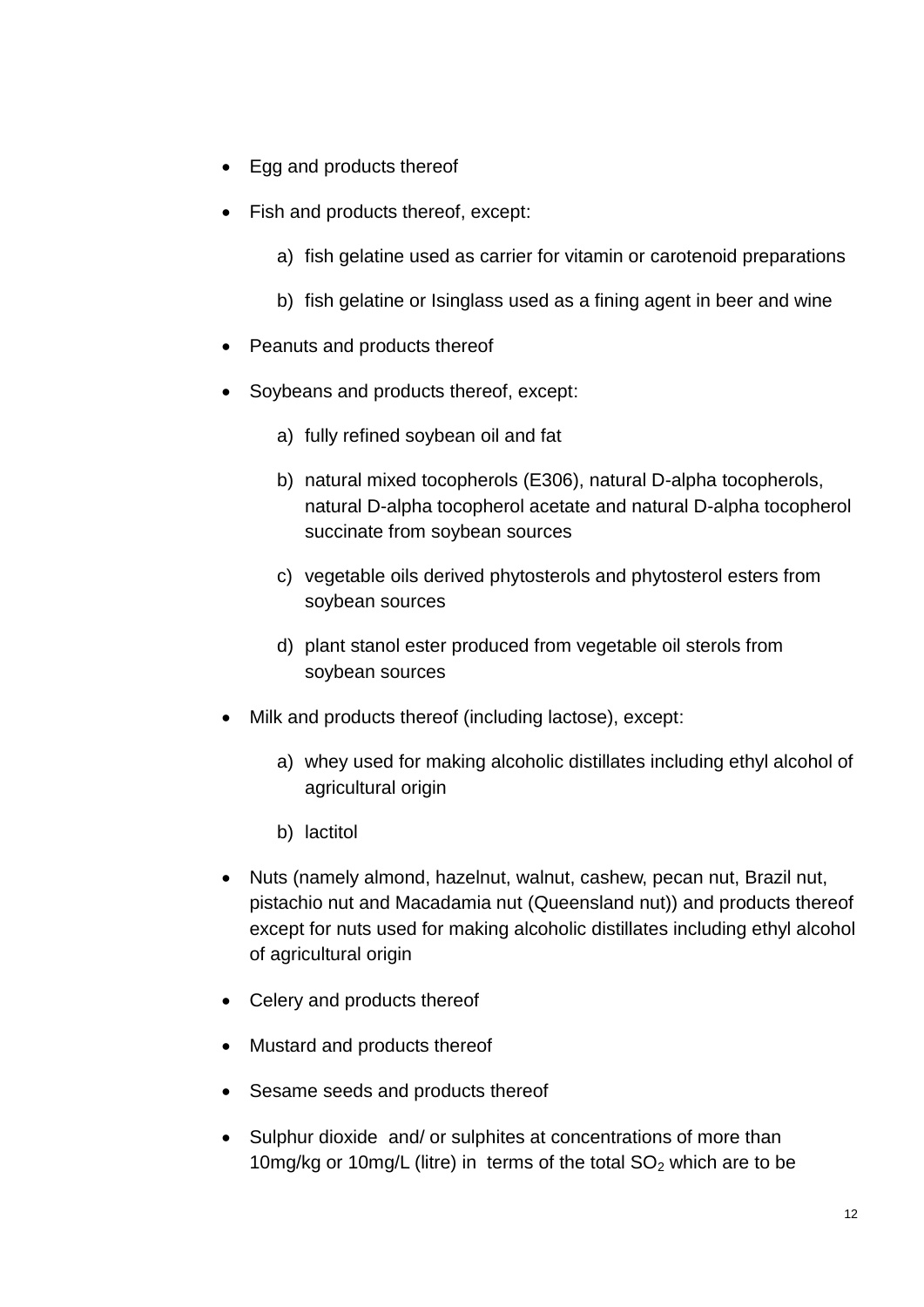- Egg and products thereof
- Fish and products thereof, except:
  a) fish gelatine used as carrier for vitamin or carotenoid preparations
  b) fish gelatine or Isinglass used as a fining agent in beer and wine
- Peanuts and products thereof
- Soybeans and products thereof, except:
  a) fully refined soybean oil and fat
  b) natural mixed tocopherols (E306), natural D-alpha tocopherols, natural D-alpha tocopherol acetate and natural D-alpha tocopherol succinate from soybean sources
  c) vegetable oils derived phytosterols and phytosterol esters from soybean sources
  d) plant stanol ester produced from vegetable oil sterols from soybean sources
- Milk and products thereof (including lactose), except:
  a) whey used for making alcoholic distillates including ethyl alcohol of agricultural origin
  b) lactitol
- Nuts (namely almond, hazelnut, walnut, cashew, pecan nut, Brazil nut, pistachio nut and Macadamia nut (Queensland nut)) and products thereof except for nuts used for making alcoholic distillates including ethyl alcohol of agricultural origin
- Celery and products thereof
- Mustard and products thereof
- Sesame seeds and products thereof
- Sulphur dioxide and/ or sulphites at concentrations of more than 10mg/kg or 10mg/L (litre) in terms of the total $SO_2$ which are to be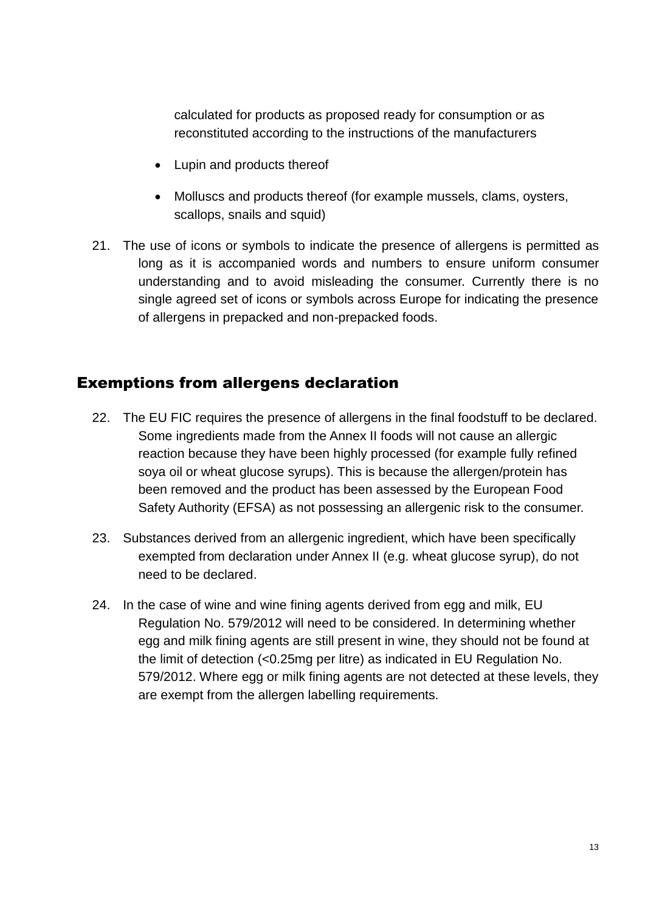calculated for products as proposed ready for consumption or as reconstituted according to the instructions of the manufacturers

- Lupin and products thereof
- Molluscs and products thereof (for example mussels, clams, oysters, scallops, snails and squid)

21. The use of icons or symbols to indicate the presence of allergens is permitted as long as it is accompanied words and numbers to ensure uniform consumer understanding and to avoid misleading the consumer. Currently there is no single agreed set of icons or symbols across Europe for indicating the presence of allergens in prepacked and non-prepacked foods.

## Exemptions from allergens declaration

22. The EU FIC requires the presence of allergens in the final foodstuff to be declared. Some ingredients made from the Annex II foods will not cause an allergic reaction because they have been highly processed (for example fully refined soya oil or wheat glucose syrups). This is because the allergen/protein has been removed and the product has been assessed by the European Food Safety Authority (EFSA) as not possessing an allergenic risk to the consumer.

23. Substances derived from an allergenic ingredient, which have been specifically exempted from declaration under Annex II (e.g. wheat glucose syrup), do not need to be declared.

24. In the case of wine and wine fining agents derived from egg and milk, EU Regulation No. 579/2012 will need to be considered. In determining whether egg and milk fining agents are still present in wine, they should not be found at the limit of detection (<0.25mg per litre) as indicated in EU Regulation No. 579/2012. Where egg or milk fining agents are not detected at these levels, they are exempt from the allergen labelling requirements.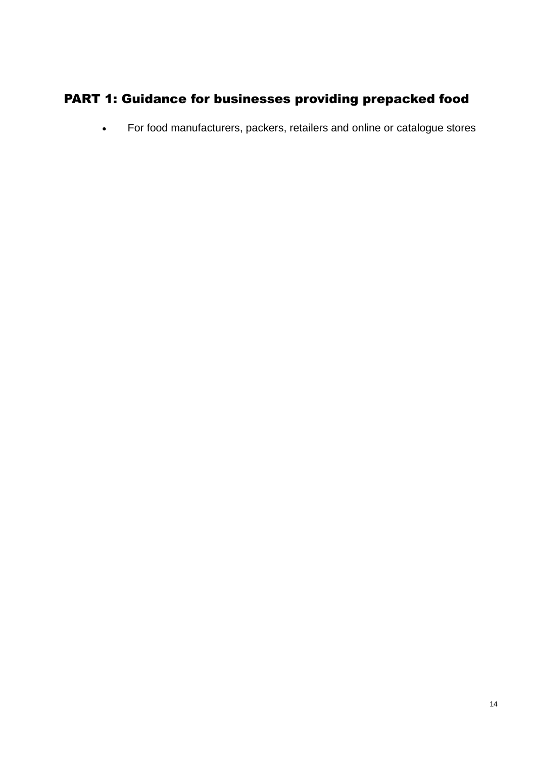## PART 1: Guidance for businesses providing prepacked food

- For food manufacturers, packers, retailers and online or catalogue stores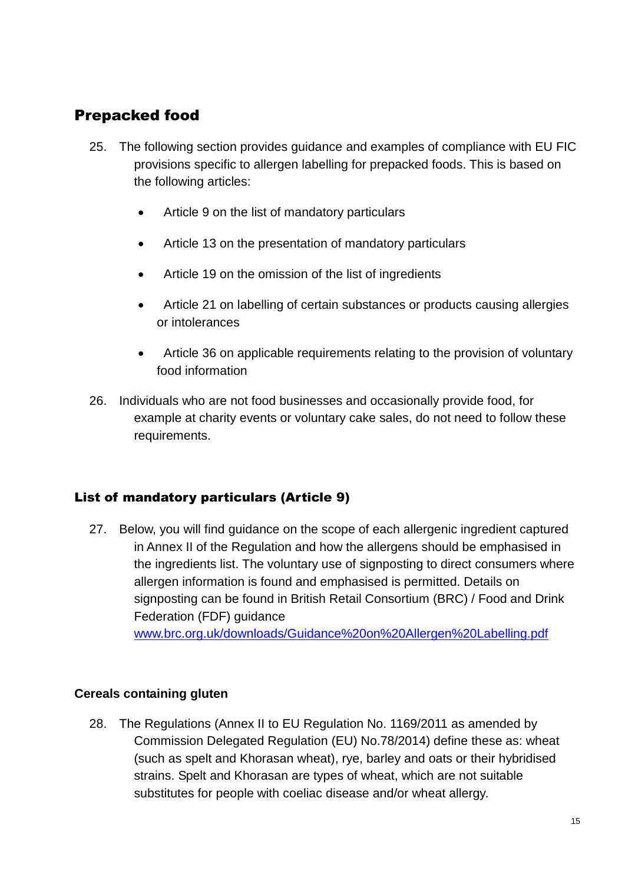## Prepacked food

25. The following section provides guidance and examples of compliance with EU FIC provisions specific to allergen labelling for prepacked foods. This is based on the following articles:

    - Article 9 on the list of mandatory particulars
    - Article 13 on the presentation of mandatory particulars
    - Article 19 on the omission of the list of ingredients
    - Article 21 on labelling of certain substances or products causing allergies or intolerances
    - Article 36 on applicable requirements relating to the provision of voluntary food information

26. Individuals who are not food businesses and occasionally provide food, for example at charity events or voluntary cake sales, do not need to follow these requirements.

### List of mandatory particulars (Article 9)

27. Below, you will find guidance on the scope of each allergenic ingredient captured in Annex II of the Regulation and how the allergens should be emphasised in the ingredients list. The voluntary use of signposting to direct consumers where allergen information is found and emphasised is permitted. Details on signposting can be found in British Retail Consortium (BRC) / Food and Drink Federation (FDF) guidance [www.brc.org.uk/downloads/Guidance%20on%20Allergen%20Labelling.pdf](www.brc.org.uk/downloads/Guidance%20on%20Allergen%20Labelling.pdf)

#### Cereals containing gluten

28. The Regulations (Annex II to EU Regulation No. 1169/2011 as amended by Commission Delegated Regulation (EU) No.78/2014) define these as: wheat (such as spelt and Khorasan wheat), rye, barley and oats or their hybridised strains. Spelt and Khorasan are types of wheat, which are not suitable substitutes for people with coeliac disease and/or wheat allergy.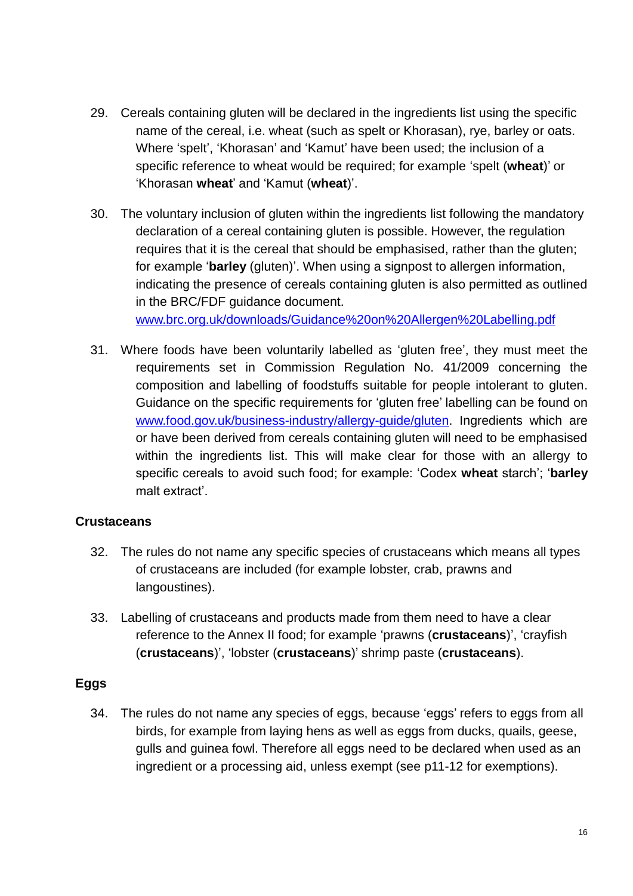29. Cereals containing gluten will be declared in the ingredients list using the specific name of the cereal, i.e. wheat (such as spelt or Khorasan), rye, barley or oats. Where 'spelt', 'Khorasan' and 'Kamut' have been used; the inclusion of a specific reference to wheat would be required; for example 'spelt (**wheat**)' or 'Khorasan **wheat**' and 'Kamut (**wheat**)'.

30. The voluntary inclusion of gluten within the ingredients list following the mandatory declaration of a cereal containing gluten is possible. However, the regulation requires that it is the cereal that should be emphasised, rather than the gluten; for example '**barley** (gluten)'. When using a signpost to allergen information, indicating the presence of cereals containing gluten is also permitted as outlined in the BRC/FDF guidance document. www.brc.org.uk/downloads/Guidance%20on%20Allergen%20Labelling.pdf

31. Where foods have been voluntarily labelled as 'gluten free', they must meet the requirements set in Commission Regulation No. 41/2009 concerning the composition and labelling of foodstuffs suitable for people intolerant to gluten. Guidance on the specific requirements for 'gluten free' labelling can be found on www.food.gov.uk/business-industry/allergy-guide/gluten. Ingredients which are or have been derived from cereals containing gluten will need to be emphasised within the ingredients list. This will make clear for those with an allergy to specific cereals to avoid such food; for example: 'Codex **wheat** starch'; '**barley** malt extract'.

### Crustaceans

32. The rules do not name any specific species of crustaceans which means all types of crustaceans are included (for example lobster, crab, prawns and langoustines).

33. Labelling of crustaceans and products made from them need to have a clear reference to the Annex II food; for example 'prawns (**crustaceans**)', 'crayfish (**crustaceans**)', 'lobster (**crustaceans**)' shrimp paste (**crustaceans**).

### Eggs

34. The rules do not name any species of eggs, because 'eggs' refers to eggs from all birds, for example from laying hens as well as eggs from ducks, quails, geese, gulls and guinea fowl. Therefore all eggs need to be declared when used as an ingredient or a processing aid, unless exempt (see p11-12 for exemptions).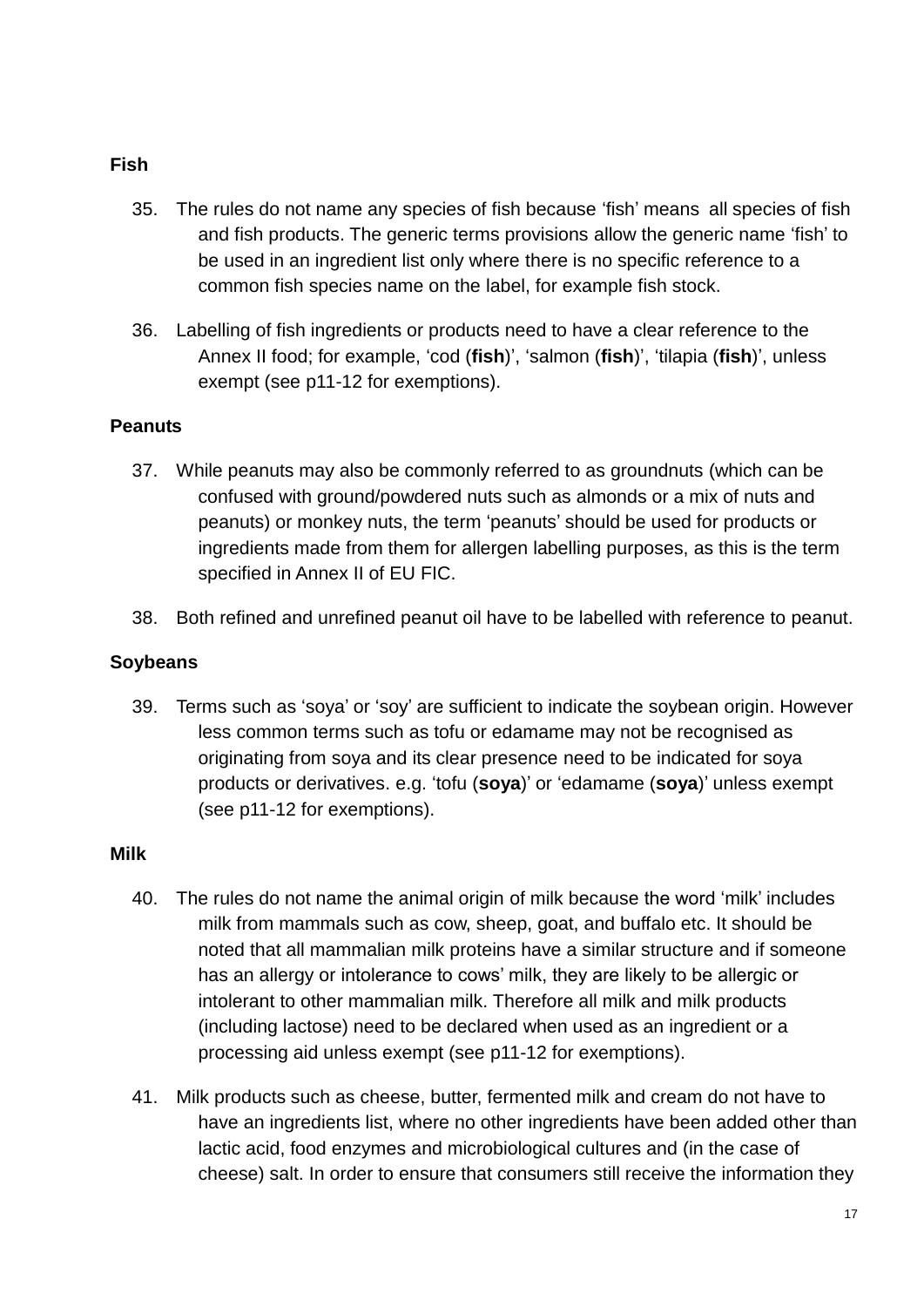**Fish**

35. The rules do not name any species of fish because 'fish' means all species of fish and fish products. The generic terms provisions allow the generic name 'fish' to be used in an ingredient list only where there is no specific reference to a common fish species name on the label, for example fish stock.

36. Labelling of fish ingredients or products need to have a clear reference to the Annex II food; for example, 'cod (**fish**)', 'salmon (**fish**)', 'tilapia (**fish**)', unless exempt (see p11-12 for exemptions).

**Peanuts**

37. While peanuts may also be commonly referred to as groundnuts (which can be confused with ground/powdered nuts such as almonds or a mix of nuts and peanuts) or monkey nuts, the term 'peanuts' should be used for products or ingredients made from them for allergen labelling purposes, as this is the term specified in Annex II of EU FIC.

38. Both refined and unrefined peanut oil have to be labelled with reference to peanut.

**Soybeans**

39. Terms such as 'soya' or 'soy' are sufficient to indicate the soybean origin. However less common terms such as tofu or edamame may not be recognised as originating from soya and its clear presence need to be indicated for soya products or derivatives. e.g. 'tofu (**soya**)' or 'edamame (**soya**)' unless exempt (see p11-12 for exemptions).

**Milk**

40. The rules do not name the animal origin of milk because the word 'milk' includes milk from mammals such as cow, sheep, goat, and buffalo etc. It should be noted that all mammalian milk proteins have a similar structure and if someone has an allergy or intolerance to cows' milk, they are likely to be allergic or intolerant to other mammalian milk. Therefore all milk and milk products (including lactose) need to be declared when used as an ingredient or a processing aid unless exempt (see p11-12 for exemptions).

41. Milk products such as cheese, butter, fermented milk and cream do not have to have an ingredients list, where no other ingredients have been added other than lactic acid, food enzymes and microbiological cultures and (in the case of cheese) salt. In order to ensure that consumers still receive the information they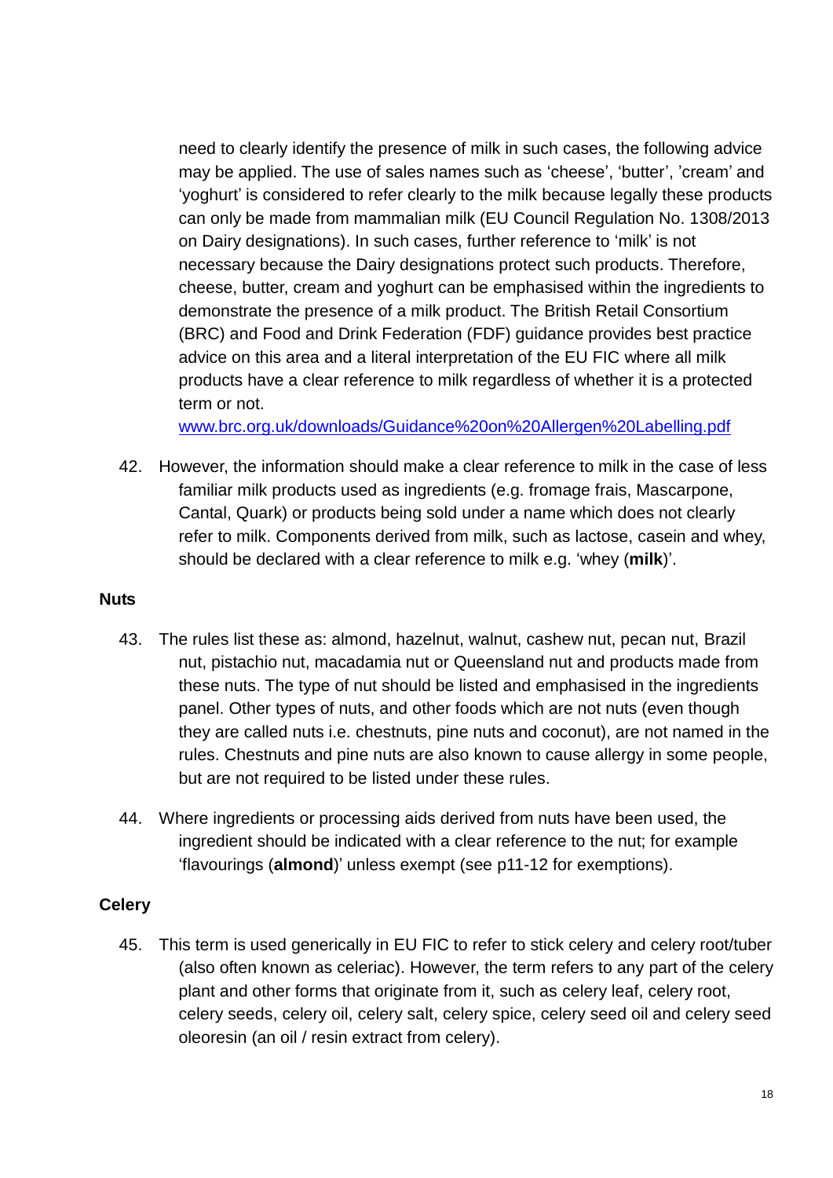need to clearly identify the presence of milk in such cases, the following advice may be applied. The use of sales names such as 'cheese', 'butter', 'cream' and 'yoghurt' is considered to refer clearly to the milk because legally these products can only be made from mammalian milk (EU Council Regulation No. 1308/2013 on Dairy designations). In such cases, further reference to 'milk' is not necessary because the Dairy designations protect such products. Therefore, cheese, butter, cream and yoghurt can be emphasised within the ingredients to demonstrate the presence of a milk product. The British Retail Consortium (BRC) and Food and Drink Federation (FDF) guidance provides best practice advice on this area and a literal interpretation of the EU FIC where all milk products have a clear reference to milk regardless of whether it is a protected term or not.
[www.brc.org.uk/downloads/Guidance%20on%20Allergen%20Labelling.pdf](www.brc.org.uk/downloads/Guidance%20on%20Allergen%20Labelling.pdf)

42. However, the information should make a clear reference to milk in the case of less familiar milk products used as ingredients (e.g. fromage frais, Mascarpone, Cantal, Quark) or products being sold under a name which does not clearly refer to milk. Components derived from milk, such as lactose, casein and whey, should be declared with a clear reference to milk e.g. 'whey (**milk**)'.

**Nuts**

43. The rules list these as: almond, hazelnut, walnut, cashew nut, pecan nut, Brazil nut, pistachio nut, macadamia nut or Queensland nut and products made from these nuts. The type of nut should be listed and emphasised in the ingredients panel. Other types of nuts, and other foods which are not nuts (even though they are called nuts i.e. chestnuts, pine nuts and coconut), are not named in the rules. Chestnuts and pine nuts are also known to cause allergy in some people, but are not required to be listed under these rules.

44. Where ingredients or processing aids derived from nuts have been used, the ingredient should be indicated with a clear reference to the nut; for example 'flavourings (**almond**)' unless exempt (see p11-12 for exemptions).

**Celery**

45. This term is used generically in EU FIC to refer to stick celery and celery root/tuber (also often known as celeriac). However, the term refers to any part of the celery plant and other forms that originate from it, such as celery leaf, celery root, celery seeds, celery oil, celery salt, celery spice, celery seed oil and celery seed oleoresin (an oil / resin extract from celery).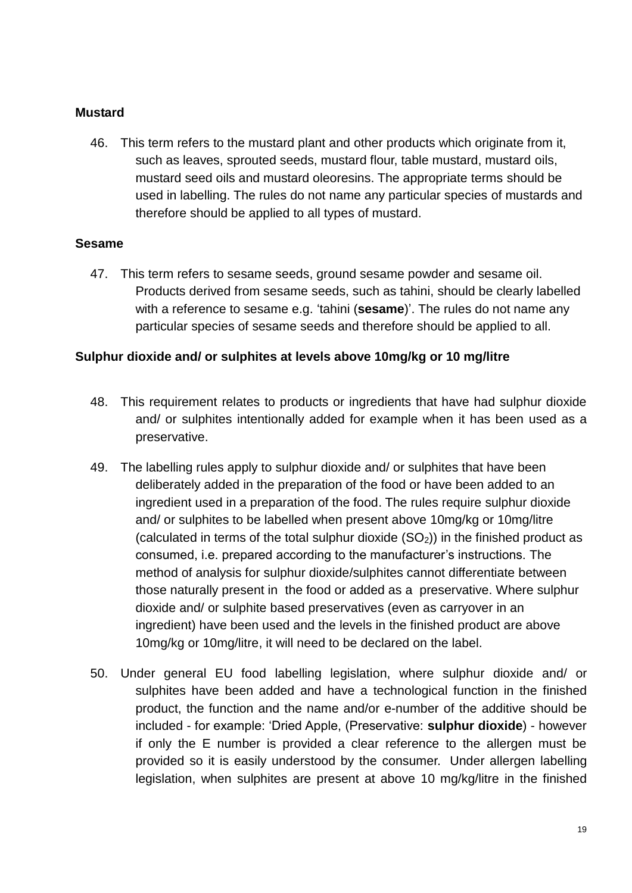**Mustard**

46. This term refers to the mustard plant and other products which originate from it, such as leaves, sprouted seeds, mustard flour, table mustard, mustard oils, mustard seed oils and mustard oleoresins. The appropriate terms should be used in labelling. The rules do not name any particular species of mustards and therefore should be applied to all types of mustard.

**Sesame**

47. This term refers to sesame seeds, ground sesame powder and sesame oil. Products derived from sesame seeds, such as tahini, should be clearly labelled with a reference to sesame e.g. 'tahini (**sesame**)'. The rules do not name any particular species of sesame seeds and therefore should be applied to all.

**Sulphur dioxide and/ or sulphites at levels above 10mg/kg or 10 mg/litre**

48. This requirement relates to products or ingredients that have had sulphur dioxide and/ or sulphites intentionally added for example when it has been used as a preservative.

49. The labelling rules apply to sulphur dioxide and/ or sulphites that have been deliberately added in the preparation of the food or have been added to an ingredient used in a preparation of the food. The rules require sulphur dioxide and/ or sulphites to be labelled when present above 10mg/kg or 10mg/litre (calculated in terms of the total sulphur dioxide ($SO_2$)) in the finished product as consumed, i.e. prepared according to the manufacturer's instructions. The method of analysis for sulphur dioxide/sulphites cannot differentiate between those naturally present in the food or added as a preservative. Where sulphur dioxide and/ or sulphite based preservatives (even as carryover in an ingredient) have been used and the levels in the finished product are above 10mg/kg or 10mg/litre, it will need to be declared on the label.

50. Under general EU food labelling legislation, where sulphur dioxide and/ or sulphites have been added and have a technological function in the finished product, the function and the name and/or e-number of the additive should be included - for example: 'Dried Apple, (Preservative: **sulphur dioxide**) - however if only the E number is provided a clear reference to the allergen must be provided so it is easily understood by the consumer. Under allergen labelling legislation, when sulphites are present at above 10 mg/kg/litre in the finished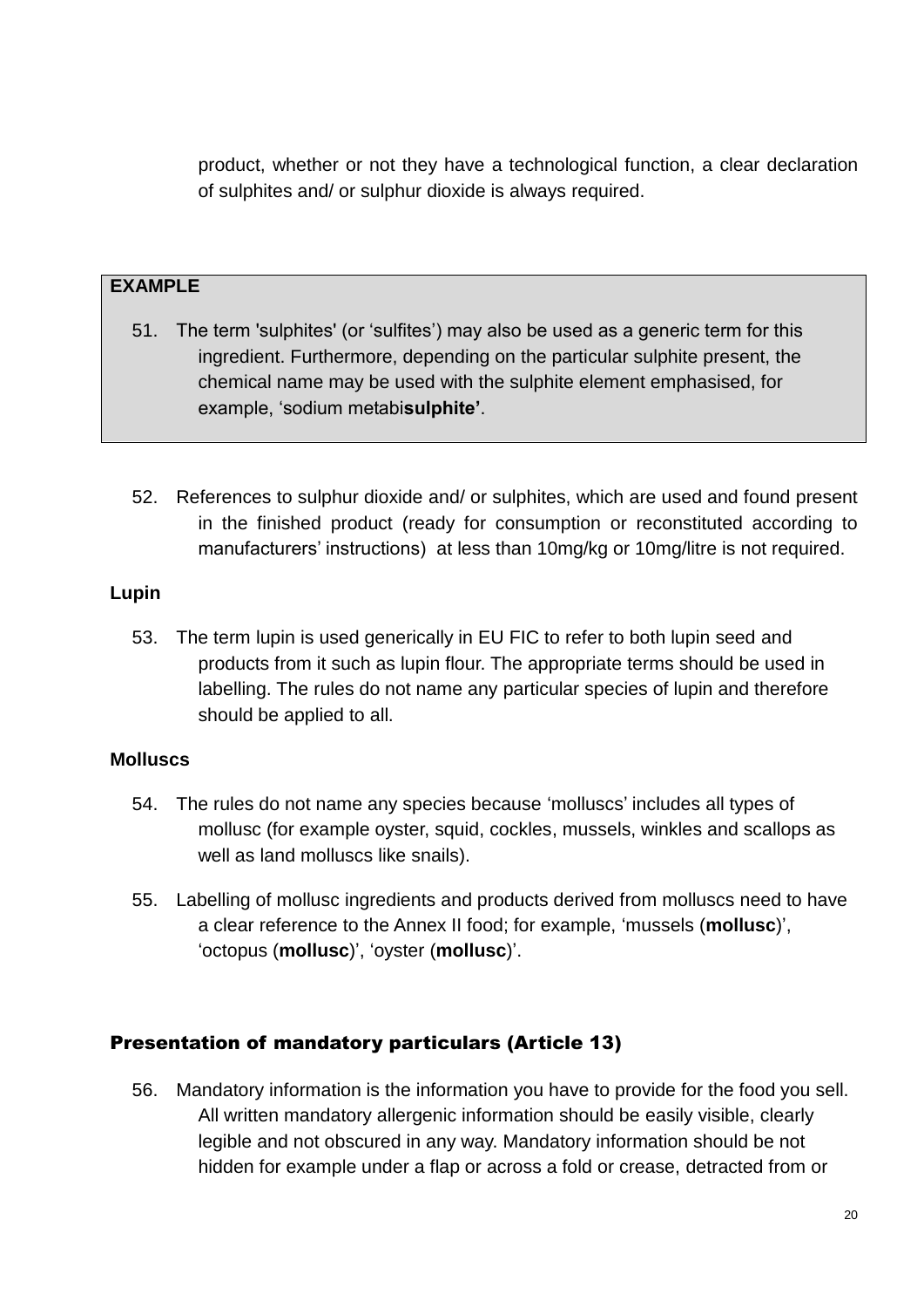product, whether or not they have a technological function, a clear declaration of sulphites and/ or sulphur dioxide is always required.

**EXAMPLE**

51. The term 'sulphites' (or 'sulfites') may also be used as a generic term for this ingredient. Furthermore, depending on the particular sulphite present, the chemical name may be used with the sulphite element emphasised, for example, 'sodium metabi**sulphite'**.

52. References to sulphur dioxide and/ or sulphites, which are used and found present in the finished product (ready for consumption or reconstituted according to manufacturers' instructions) at less than 10mg/kg or 10mg/litre is not required.

**Lupin**

53. The term lupin is used generically in EU FIC to refer to both lupin seed and products from it such as lupin flour. The appropriate terms should be used in labelling. The rules do not name any particular species of lupin and therefore should be applied to all.

**Molluscs**

54. The rules do not name any species because 'molluscs' includes all types of mollusc (for example oyster, squid, cockles, mussels, winkles and scallops as well as land molluscs like snails).

55. Labelling of mollusc ingredients and products derived from molluscs need to have a clear reference to the Annex II food; for example, 'mussels (**mollusc**)', 'octopus (**mollusc**)', 'oyster (**mollusc**)'.

## Presentation of mandatory particulars (Article 13)

56. Mandatory information is the information you have to provide for the food you sell. All written mandatory allergenic information should be easily visible, clearly legible and not obscured in any way. Mandatory information should be not hidden for example under a flap or across a fold or crease, detracted from or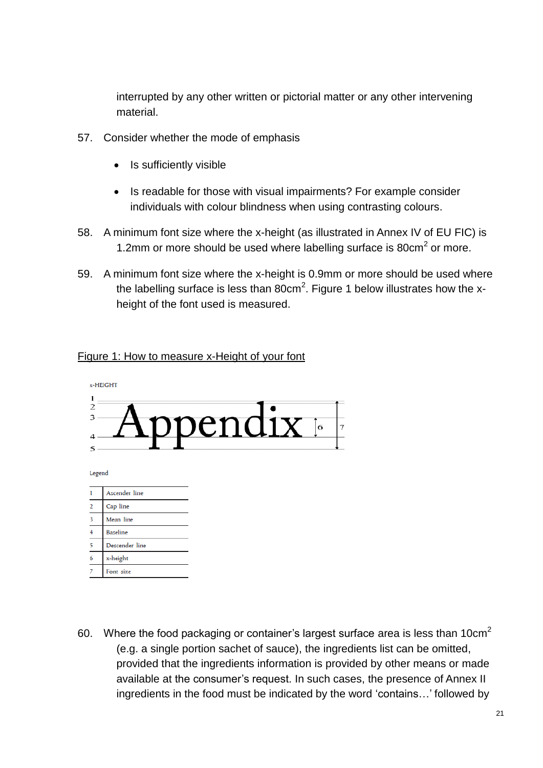interrupted by any other written or pictorial matter or any other intervening material.

57. Consider whether the mode of emphasis

    - Is sufficiently visible
    - Is readable for those with visual impairments? For example consider individuals with colour blindness when using contrasting colours.

58. A minimum font size where the x-height (as illustrated in Annex IV of EU FIC) is 1.2mm or more should be used where labelling surface is $80cm^2$ or more.

59. A minimum font size where the x-height is 0.9mm or more should be used where the labelling surface is less than $80cm^2$. Figure 1 below illustrates how the x-height of the font used is measured.

Figure 1: How to measure x-Height of your font

x-HEIGHT

Appendix

Legend

| | |
|---|---|
| 1 | Ascender line |
| 2 | Cap line |
| 3 | Mean line |
| 4 | Baseline |
| 5 | Descender line |
| 6 | x-height |
| 7 | Font size |

60. Where the food packaging or container's largest surface area is less than $10cm^2$ (e.g. a single portion sachet of sauce), the ingredients list can be omitted, provided that the ingredients information is provided by other means or made available at the consumer's request. In such cases, the presence of Annex II ingredients in the food must be indicated by the word 'contains…' followed by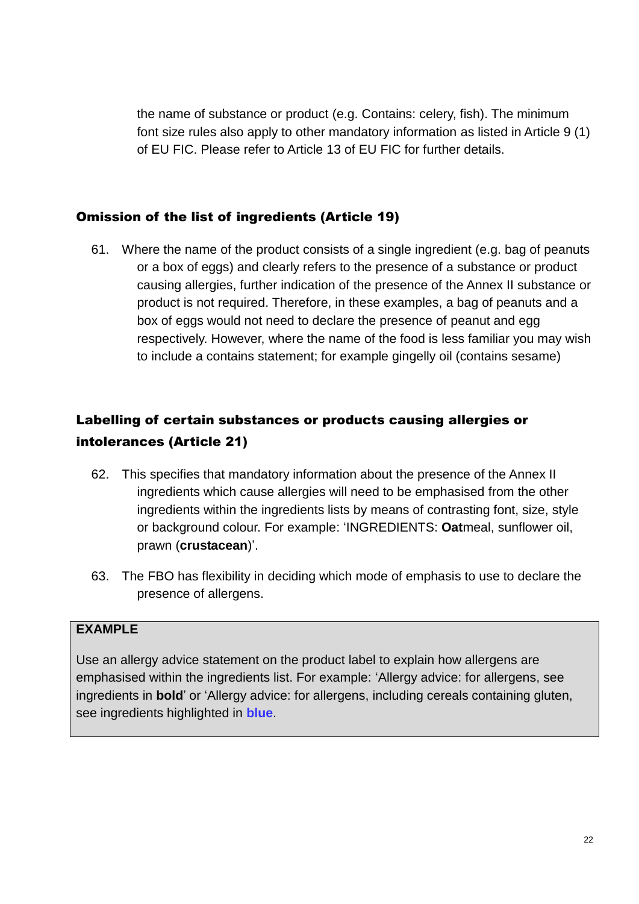the name of substance or product (e.g. Contains: celery, fish). The minimum font size rules also apply to other mandatory information as listed in Article 9 (1) of EU FIC. Please refer to Article 13 of EU FIC for further details.

### Omission of the list of ingredients (Article 19)

61. Where the name of the product consists of a single ingredient (e.g. bag of peanuts or a box of eggs) and clearly refers to the presence of a substance or product causing allergies, further indication of the presence of the Annex II substance or product is not required. Therefore, in these examples, a bag of peanuts and a box of eggs would not need to declare the presence of peanut and egg respectively. However, where the name of the food is less familiar you may wish to include a contains statement; for example gingelly oil (contains sesame)

### Labelling of certain substances or products causing allergies or intolerances (Article 21)

62. This specifies that mandatory information about the presence of the Annex II ingredients which cause allergies will need to be emphasised from the other ingredients within the ingredients lists by means of contrasting font, size, style or background colour. For example: 'INGREDIENTS: **Oat**meal, sunflower oil, prawn (**crustacean**)'.

63. The FBO has flexibility in deciding which mode of emphasis to use to declare the presence of allergens.

> **EXAMPLE**
>
> Use an allergy advice statement on the product label to explain how allergens are emphasised within the ingredients list. For example: 'Allergy advice: for allergens, see ingredients in **bold**' or 'Allergy advice: for allergens, including cereals containing gluten, see ingredients highlighted in **blue**.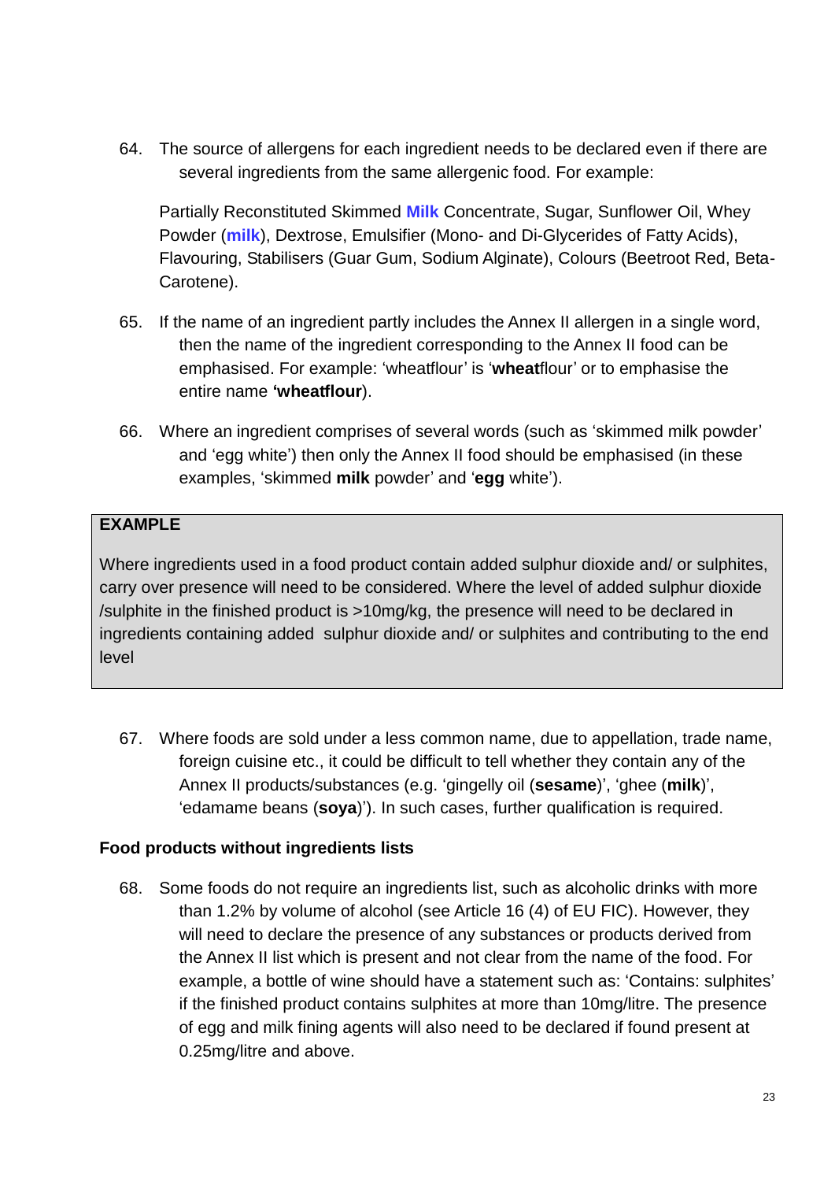64. The source of allergens for each ingredient needs to be declared even if there are several ingredients from the same allergenic food. For example:

    Partially Reconstituted Skimmed **Milk** Concentrate, Sugar, Sunflower Oil, Whey Powder (**milk**), Dextrose, Emulsifier (Mono- and Di-Glycerides of Fatty Acids), Flavouring, Stabilisers (Guar Gum, Sodium Alginate), Colours (Beetroot Red, Beta-Carotene).

65. If the name of an ingredient partly includes the Annex II allergen in a single word, then the name of the ingredient corresponding to the Annex II food can be emphasised. For example: 'wheatflour' is '**wheat**flour' or to emphasise the entire name **'wheatflour'**).

66. Where an ingredient comprises of several words (such as 'skimmed milk powder' and 'egg white') then only the Annex II food should be emphasised (in these examples, 'skimmed **milk** powder' and '**egg** white').

> **EXAMPLE**
>
> Where ingredients used in a food product contain added sulphur dioxide and/ or sulphites, carry over presence will need to be considered. Where the level of added sulphur dioxide /sulphite in the finished product is >10mg/kg, the presence will need to be declared in ingredients containing added sulphur dioxide and/ or sulphites and contributing to the end level

67. Where foods are sold under a less common name, due to appellation, trade name, foreign cuisine etc., it could be difficult to tell whether they contain any of the Annex II products/substances (e.g. 'gingelly oil (**sesame**)', 'ghee (**milk**)', 'edamame beans (**soya**)'). In such cases, further qualification is required.

**Food products without ingredients lists**

68. Some foods do not require an ingredients list, such as alcoholic drinks with more than 1.2% by volume of alcohol (see Article 16 (4) of EU FIC). However, they will need to declare the presence of any substances or products derived from the Annex II list which is present and not clear from the name of the food. For example, a bottle of wine should have a statement such as: 'Contains: sulphites' if the finished product contains sulphites at more than 10mg/litre. The presence of egg and milk fining agents will also need to be declared if found present at 0.25mg/litre and above.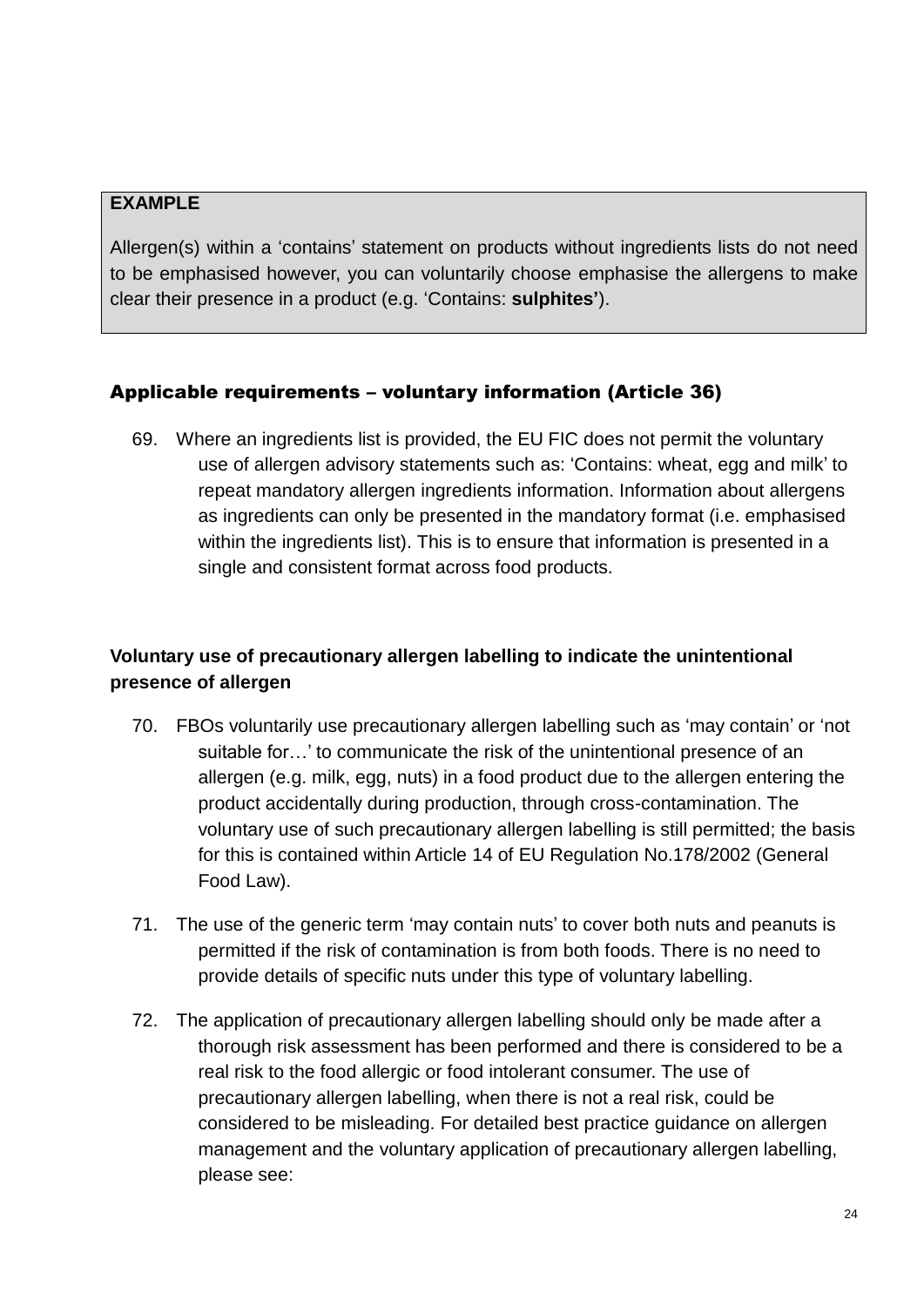**EXAMPLE**

Allergen(s) within a 'contains' statement on products without ingredients lists do not need to be emphasised however, you can voluntarily choose emphasise the allergens to make clear their presence in a product (e.g. 'Contains: **sulphites'**).

### Applicable requirements – voluntary information (Article 36)

69. Where an ingredients list is provided, the EU FIC does not permit the voluntary use of allergen advisory statements such as: 'Contains: wheat, egg and milk' to repeat mandatory allergen ingredients information. Information about allergens as ingredients can only be presented in the mandatory format (i.e. emphasised within the ingredients list). This is to ensure that information is presented in a single and consistent format across food products.

**Voluntary use of precautionary allergen labelling to indicate the unintentional presence of allergen**

70. FBOs voluntarily use precautionary allergen labelling such as 'may contain' or 'not suitable for…' to communicate the risk of the unintentional presence of an allergen (e.g. milk, egg, nuts) in a food product due to the allergen entering the product accidentally during production, through cross-contamination. The voluntary use of such precautionary allergen labelling is still permitted; the basis for this is contained within Article 14 of EU Regulation No.178/2002 (General Food Law).

71. The use of the generic term 'may contain nuts' to cover both nuts and peanuts is permitted if the risk of contamination is from both foods. There is no need to provide details of specific nuts under this type of voluntary labelling.

72. The application of precautionary allergen labelling should only be made after a thorough risk assessment has been performed and there is considered to be a real risk to the food allergic or food intolerant consumer. The use of precautionary allergen labelling, when there is not a real risk, could be considered to be misleading. For detailed best practice guidance on allergen management and the voluntary application of precautionary allergen labelling, please see: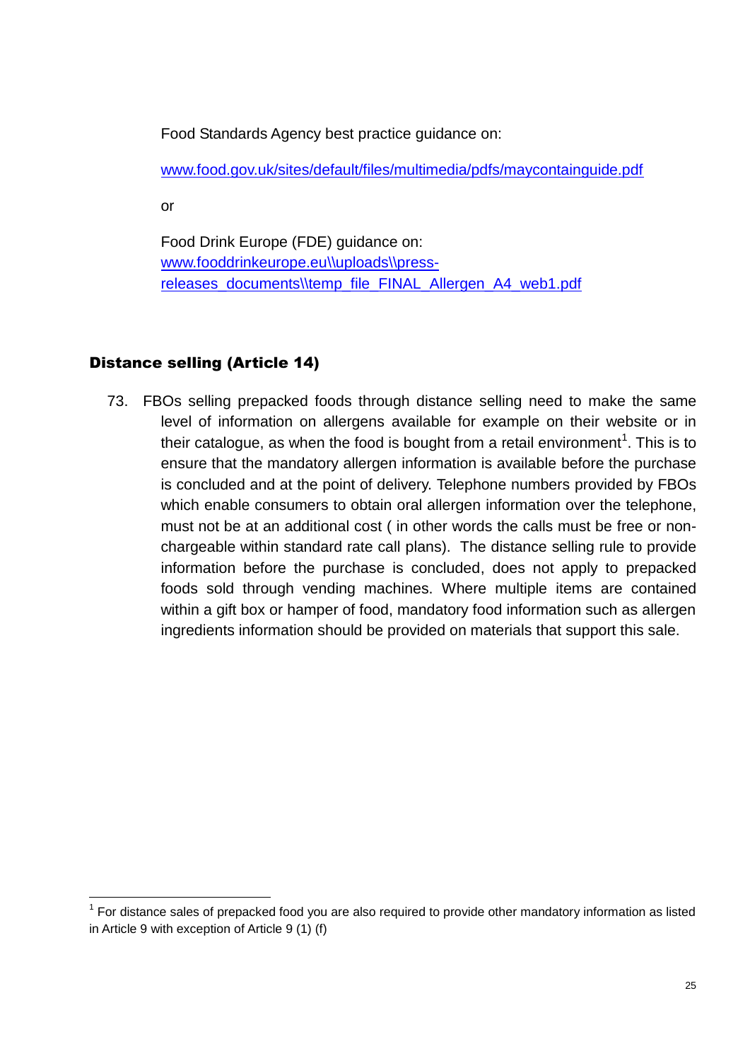Food Standards Agency best practice guidance on:

www.food.gov.uk/sites/default/files/multimedia/pdfs/maycontainguide.pdf

or

Food Drink Europe (FDE) guidance on:
www.fooddrinkeurope.eu\\uploads\\press-releases_documents\\temp_file_FINAL_Allergen_A4_web1.pdf

## Distance selling (Article 14)

73. FBOs selling prepacked foods through distance selling need to make the same level of information on allergens available for example on their website or in their catalogue, as when the food is bought from a retail environment[1]. This is to ensure that the mandatory allergen information is available before the purchase is concluded and at the point of delivery. Telephone numbers provided by FBOs which enable consumers to obtain oral allergen information over the telephone, must not be at an additional cost ( in other words the calls must be free or non-chargeable within standard rate call plans). The distance selling rule to provide information before the purchase is concluded, does not apply to prepacked foods sold through vending machines. Where multiple items are contained within a gift box or hamper of food, mandatory food information such as allergen ingredients information should be provided on materials that support this sale.

---

[1] For distance sales of prepacked food you are also required to provide other mandatory information as listed in Article 9 with exception of Article 9 (1) (f)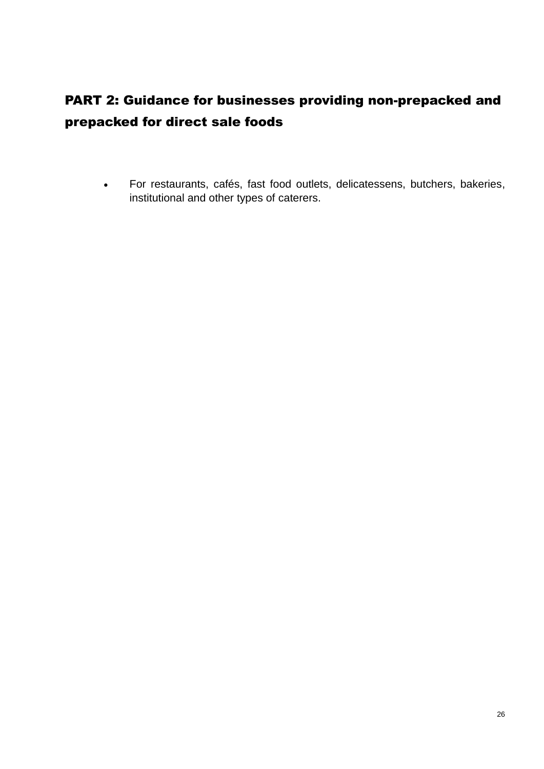# PART 2: Guidance for businesses providing non-prepacked and prepacked for direct sale foods

- For restaurants, cafés, fast food outlets, delicatessens, butchers, bakeries, institutional and other types of caterers.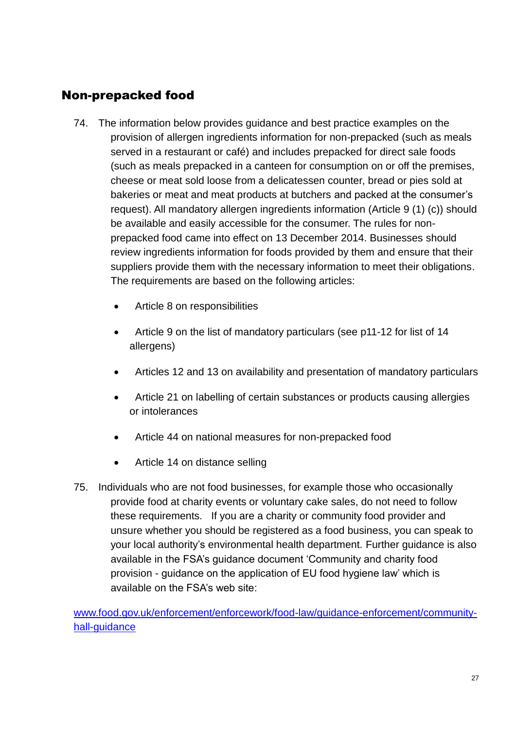## Non-prepacked food

74. The information below provides guidance and best practice examples on the provision of allergen ingredients information for non-prepacked (such as meals served in a restaurant or café) and includes prepacked for direct sale foods (such as meals prepacked in a canteen for consumption on or off the premises, cheese or meat sold loose from a delicatessen counter, bread or pies sold at bakeries or meat and meat products at butchers and packed at the consumer's request). All mandatory allergen ingredients information (Article 9 (1) (c)) should be available and easily accessible for the consumer. The rules for non-prepacked food came into effect on 13 December 2014. Businesses should review ingredients information for foods provided by them and ensure that their suppliers provide them with the necessary information to meet their obligations. The requirements are based on the following articles:

    - Article 8 on responsibilities
    - Article 9 on the list of mandatory particulars (see p11-12 for list of 14 allergens)
    - Articles 12 and 13 on availability and presentation of mandatory particulars
    - Article 21 on labelling of certain substances or products causing allergies or intolerances
    - Article 44 on national measures for non-prepacked food
    - Article 14 on distance selling

75. Individuals who are not food businesses, for example those who occasionally provide food at charity events or voluntary cake sales, do not need to follow these requirements. If you are a charity or community food provider and unsure whether you should be registered as a food business, you can speak to your local authority's environmental health department. Further guidance is also available in the FSA's guidance document 'Community and charity food provision - guidance on the application of EU food hygiene law' which is available on the FSA's web site:

[www.food.gov.uk/enforcement/enforcework/food-law/guidance-enforcement/community-hall-guidance](www.food.gov.uk/enforcement/enforcework/food-law/guidance-enforcement/community-hall-guidance)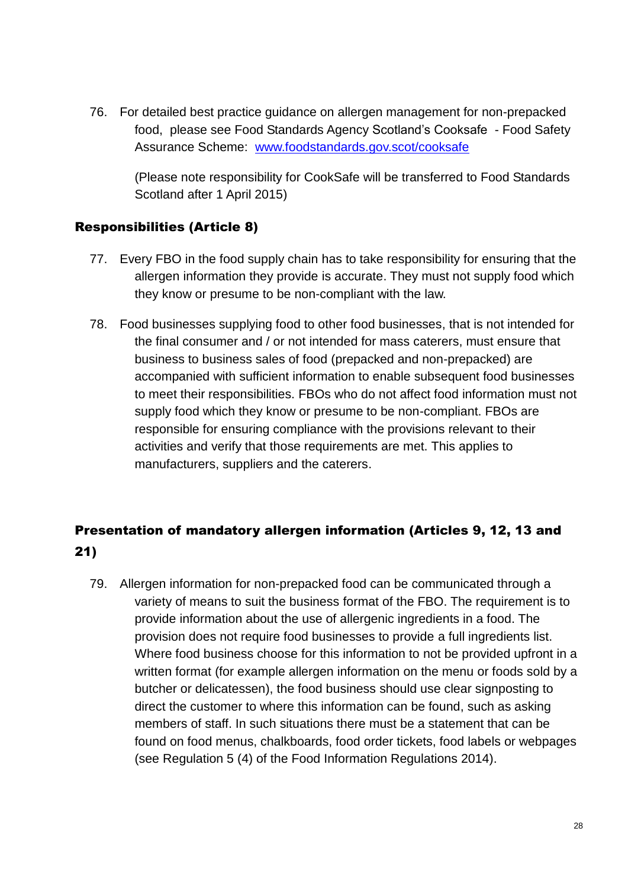76. For detailed best practice guidance on allergen management for non-prepacked food, please see Food Standards Agency Scotland's Cooksafe - Food Safety Assurance Scheme: [www.foodstandards.gov.scot/cooksafe](http://www.foodstandards.gov.scot/cooksafe)

    (Please note responsibility for CookSafe will be transferred to Food Standards Scotland after 1 April 2015)

## Responsibilities (Article 8)

77. Every FBO in the food supply chain has to take responsibility for ensuring that the allergen information they provide is accurate. They must not supply food which they know or presume to be non-compliant with the law.

78. Food businesses supplying food to other food businesses, that is not intended for the final consumer and / or not intended for mass caterers, must ensure that business to business sales of food (prepacked and non-prepacked) are accompanied with sufficient information to enable subsequent food businesses to meet their responsibilities. FBOs who do not affect food information must not supply food which they know or presume to be non-compliant. FBOs are responsible for ensuring compliance with the provisions relevant to their activities and verify that those requirements are met. This applies to manufacturers, suppliers and the caterers.

## Presentation of mandatory allergen information (Articles 9, 12, 13 and 21)

79. Allergen information for non-prepacked food can be communicated through a variety of means to suit the business format of the FBO. The requirement is to provide information about the use of allergenic ingredients in a food. The provision does not require food businesses to provide a full ingredients list. Where food business choose for this information to not be provided upfront in a written format (for example allergen information on the menu or foods sold by a butcher or delicatessen), the food business should use clear signposting to direct the customer to where this information can be found, such as asking members of staff. In such situations there must be a statement that can be found on food menus, chalkboards, food order tickets, food labels or webpages (see Regulation 5 (4) of the Food Information Regulations 2014).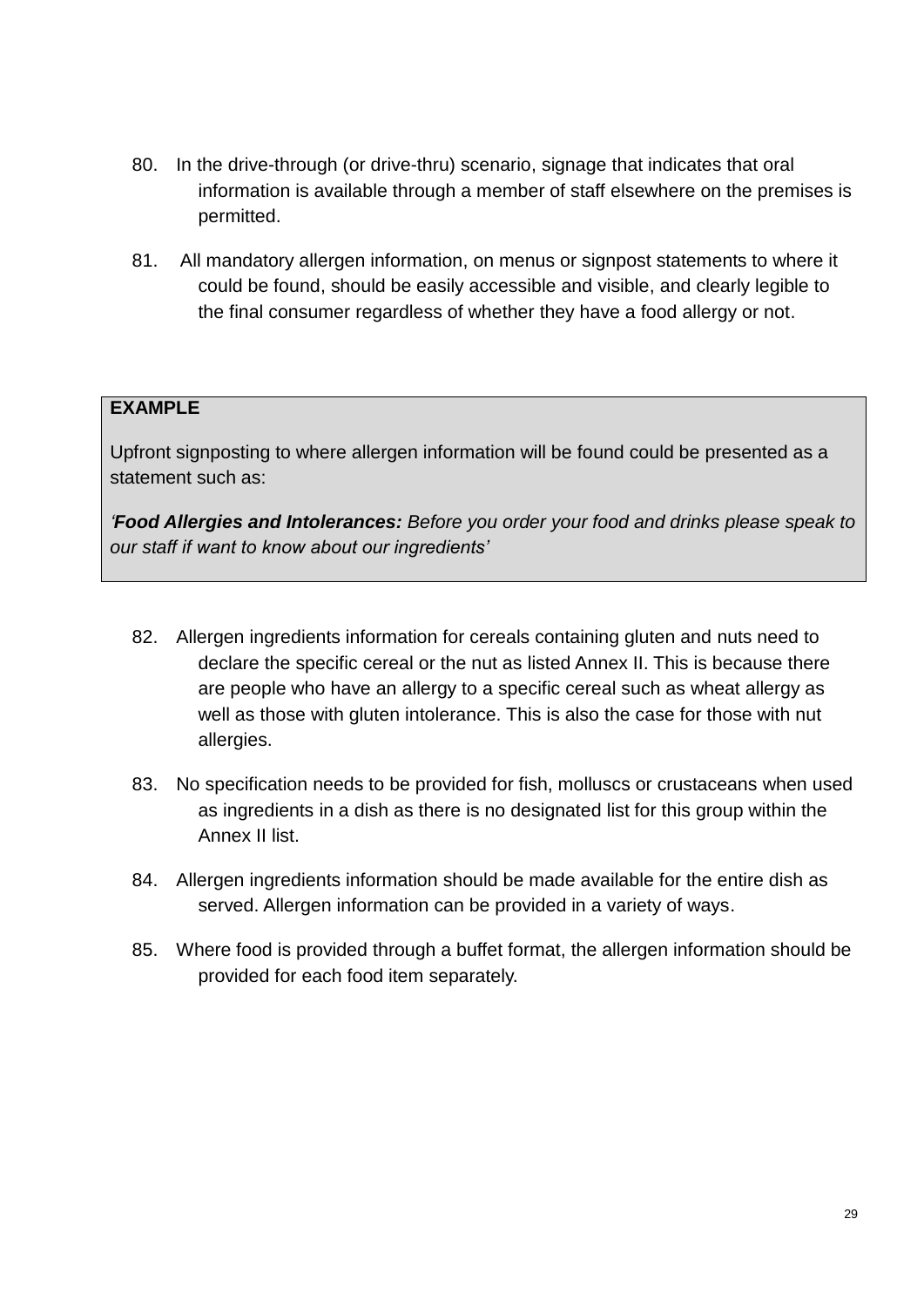80. In the drive-through (or drive-thru) scenario, signage that indicates that oral information is available through a member of staff elsewhere on the premises is permitted.

81. All mandatory allergen information, on menus or signpost statements to where it could be found, should be easily accessible and visible, and clearly legible to the final consumer regardless of whether they have a food allergy or not.

> **EXAMPLE**
>
> Upfront signposting to where allergen information will be found could be presented as a statement such as:
>
> *'**Food Allergies and Intolerances:** Before you order your food and drinks please speak to our staff if want to know about our ingredients'*

82. Allergen ingredients information for cereals containing gluten and nuts need to declare the specific cereal or the nut as listed Annex II. This is because there are people who have an allergy to a specific cereal such as wheat allergy as well as those with gluten intolerance. This is also the case for those with nut allergies.

83. No specification needs to be provided for fish, molluscs or crustaceans when used as ingredients in a dish as there is no designated list for this group within the Annex II list.

84. Allergen ingredients information should be made available for the entire dish as served. Allergen information can be provided in a variety of ways.

85. Where food is provided through a buffet format, the allergen information should be provided for each food item separately.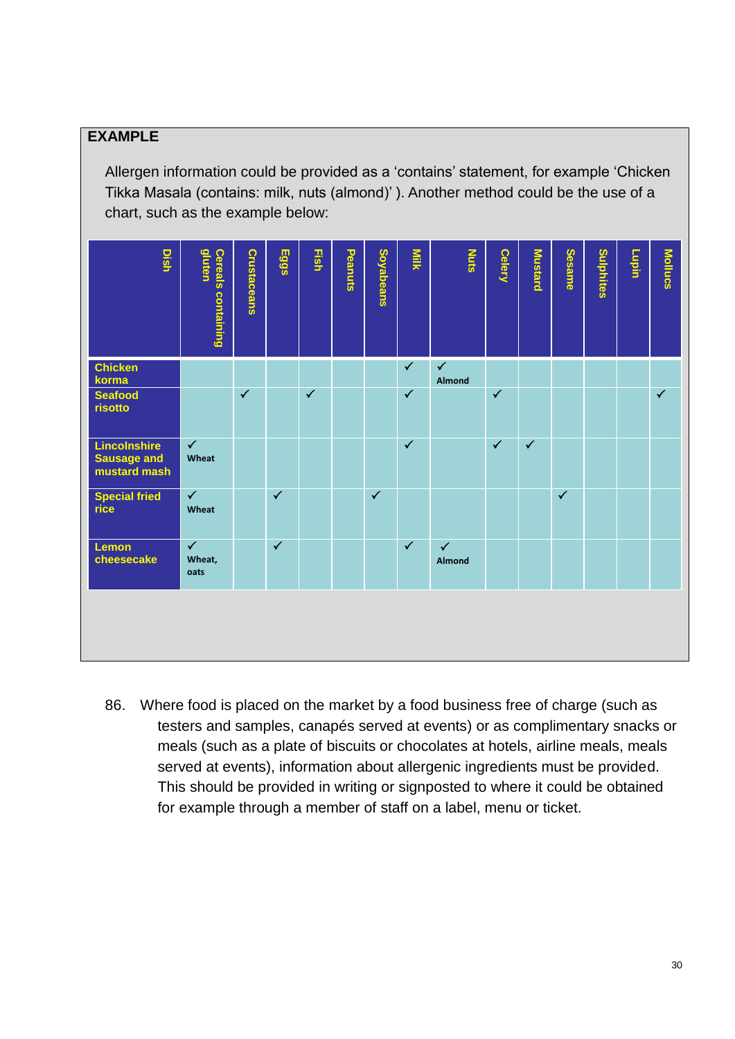**EXAMPLE**

Allergen information could be provided as a ‘contains’ statement, for example ‘Chicken Tikka Masala (contains: milk, nuts (almond)’ ). Another method could be the use of a chart, such as the example below:

| Dish | Cereals containing gluten | Crustaceans | Eggs | Fish | Peanuts | Soyabeans | Milk | Nuts | Celery | Mustard | Sesame | Sulphites | Lupin | Molluscs |
|---|---|---|---|---|---|---|---|---|---|---|---|---|---|---|
| Chicken korma | | | | | | | ✓ | ✓ Almond | | | | | | |
| Seafood risotto | | ✓ | | ✓ | | | ✓ | | ✓ | | | | | ✓ |
| Lincolnshire Sausage and mustard mash | ✓ Wheat | | | | | | ✓ | | ✓ | ✓ | | | | |
| Special fried rice | ✓ Wheat | | ✓ | | | ✓ | | | | | ✓ | | | |
| Lemon cheesecake | ✓ Wheat, oats | | ✓ | | | | ✓ | ✓ Almond | | | | | | |

86. Where food is placed on the market by a food business free of charge (such as testers and samples, canapés served at events) or as complimentary snacks or meals (such as a plate of biscuits or chocolates at hotels, airline meals, meals served at events), information about allergenic ingredients must be provided. This should be provided in writing or signposted to where it could be obtained for example through a member of staff on a label, menu or ticket.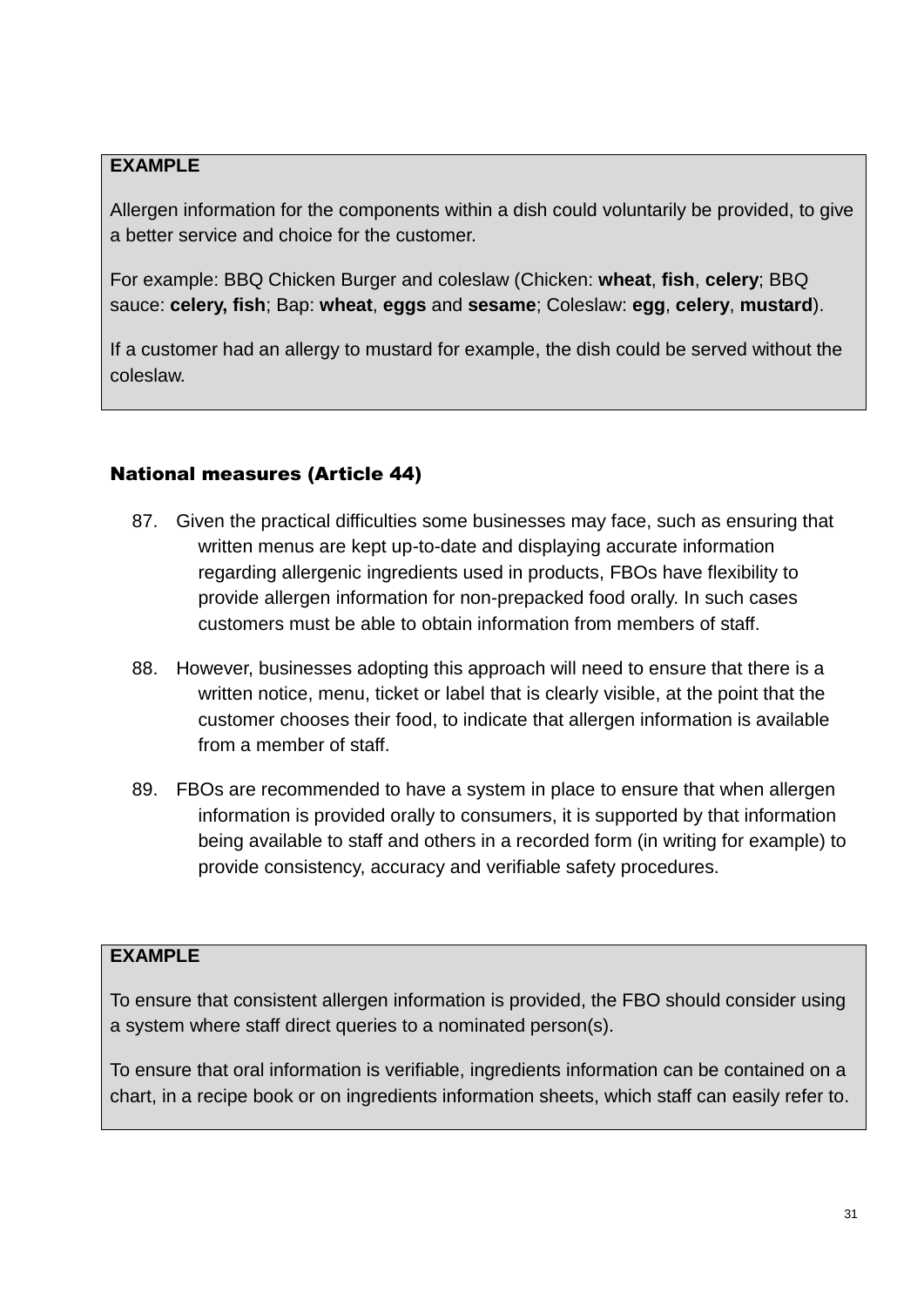**EXAMPLE**

Allergen information for the components within a dish could voluntarily be provided, to give a better service and choice for the customer.

For example: BBQ Chicken Burger and coleslaw (Chicken: **wheat**, **fish**, **celery**; BBQ sauce: **celery, fish**; Bap: **wheat**, **eggs** and **sesame**; Coleslaw: **egg**, **celery**, **mustard**).

If a customer had an allergy to mustard for example, the dish could be served without the coleslaw.

## National measures (Article 44)

87. Given the practical difficulties some businesses may face, such as ensuring that written menus are kept up-to-date and displaying accurate information regarding allergenic ingredients used in products, FBOs have flexibility to provide allergen information for non-prepacked food orally. In such cases customers must be able to obtain information from members of staff.

88. However, businesses adopting this approach will need to ensure that there is a written notice, menu, ticket or label that is clearly visible, at the point that the customer chooses their food, to indicate that allergen information is available from a member of staff.

89. FBOs are recommended to have a system in place to ensure that when allergen information is provided orally to consumers, it is supported by that information being available to staff and others in a recorded form (in writing for example) to provide consistency, accuracy and verifiable safety procedures.

**EXAMPLE**

To ensure that consistent allergen information is provided, the FBO should consider using a system where staff direct queries to a nominated person(s).

To ensure that oral information is verifiable, ingredients information can be contained on a chart, in a recipe book or on ingredients information sheets, which staff can easily refer to.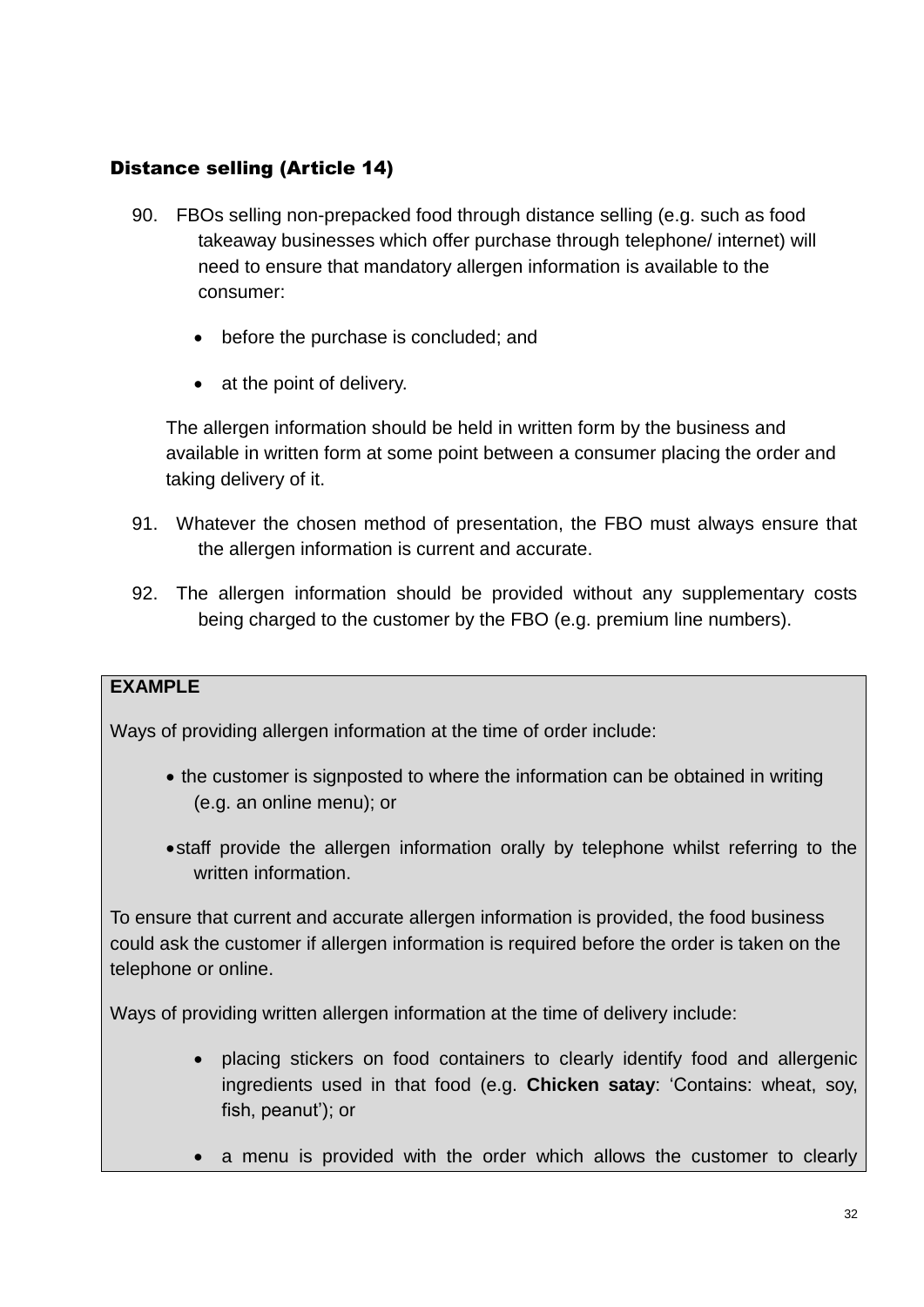## Distance selling (Article 14)

90. FBOs selling non-prepacked food through distance selling (e.g. such as food takeaway businesses which offer purchase through telephone/ internet) will need to ensure that mandatory allergen information is available to the consumer:

- before the purchase is concluded; and
- at the point of delivery.

The allergen information should be held in written form by the business and available in written form at some point between a consumer placing the order and taking delivery of it.

91. Whatever the chosen method of presentation, the FBO must always ensure that the allergen information is current and accurate.

92. The allergen information should be provided without any supplementary costs being charged to the customer by the FBO (e.g. premium line numbers).

**EXAMPLE**

Ways of providing allergen information at the time of order include:

- the customer is signposted to where the information can be obtained in writing (e.g. an online menu); or
- staff provide the allergen information orally by telephone whilst referring to the written information.

To ensure that current and accurate allergen information is provided, the food business could ask the customer if allergen information is required before the order is taken on the telephone or online.

Ways of providing written allergen information at the time of delivery include:

- placing stickers on food containers to clearly identify food and allergenic ingredients used in that food (e.g. **Chicken satay**: 'Contains: wheat, soy, fish, peanut'); or
- a menu is provided with the order which allows the customer to clearly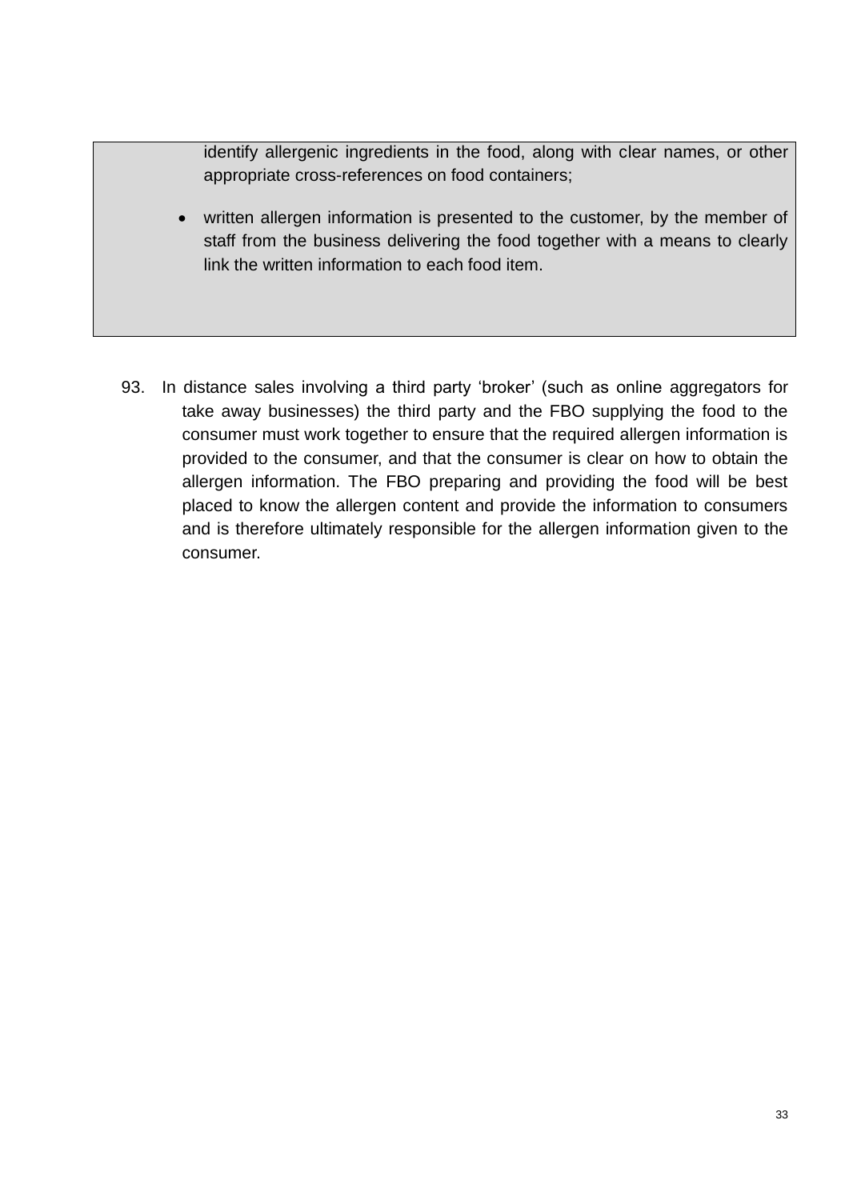identify allergenic ingredients in the food, along with clear names, or other appropriate cross-references on food containers;

- written allergen information is presented to the customer, by the member of staff from the business delivering the food together with a means to clearly link the written information to each food item.

93. In distance sales involving a third party 'broker' (such as online aggregators for take away businesses) the third party and the FBO supplying the food to the consumer must work together to ensure that the required allergen information is provided to the consumer, and that the consumer is clear on how to obtain the allergen information. The FBO preparing and providing the food will be best placed to know the allergen content and provide the information to consumers and is therefore ultimately responsible for the allergen information given to the consumer.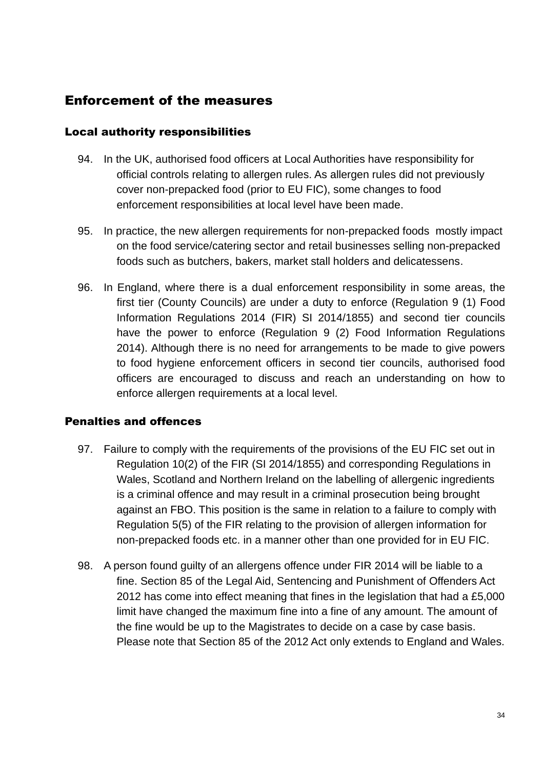## Enforcement of the measures

### Local authority responsibilities

94. In the UK, authorised food officers at Local Authorities have responsibility for official controls relating to allergen rules. As allergen rules did not previously cover non-prepacked food (prior to EU FIC), some changes to food enforcement responsibilities at local level have been made.

95. In practice, the new allergen requirements for non-prepacked foods mostly impact on the food service/catering sector and retail businesses selling non-prepacked foods such as butchers, bakers, market stall holders and delicatessens.

96. In England, where there is a dual enforcement responsibility in some areas, the first tier (County Councils) are under a duty to enforce (Regulation 9 (1) Food Information Regulations 2014 (FIR) SI 2014/1855) and second tier councils have the power to enforce (Regulation 9 (2) Food Information Regulations 2014). Although there is no need for arrangements to be made to give powers to food hygiene enforcement officers in second tier councils, authorised food officers are encouraged to discuss and reach an understanding on how to enforce allergen requirements at a local level.

### Penalties and offences

97. Failure to comply with the requirements of the provisions of the EU FIC set out in Regulation 10(2) of the FIR (SI 2014/1855) and corresponding Regulations in Wales, Scotland and Northern Ireland on the labelling of allergenic ingredients is a criminal offence and may result in a criminal prosecution being brought against an FBO. This position is the same in relation to a failure to comply with Regulation 5(5) of the FIR relating to the provision of allergen information for non-prepacked foods etc. in a manner other than one provided for in EU FIC.

98. A person found guilty of an allergens offence under FIR 2014 will be liable to a fine. Section 85 of the Legal Aid, Sentencing and Punishment of Offenders Act 2012 has come into effect meaning that fines in the legislation that had a £5,000 limit have changed the maximum fine into a fine of any amount. The amount of the fine would be up to the Magistrates to decide on a case by case basis. Please note that Section 85 of the 2012 Act only extends to England and Wales.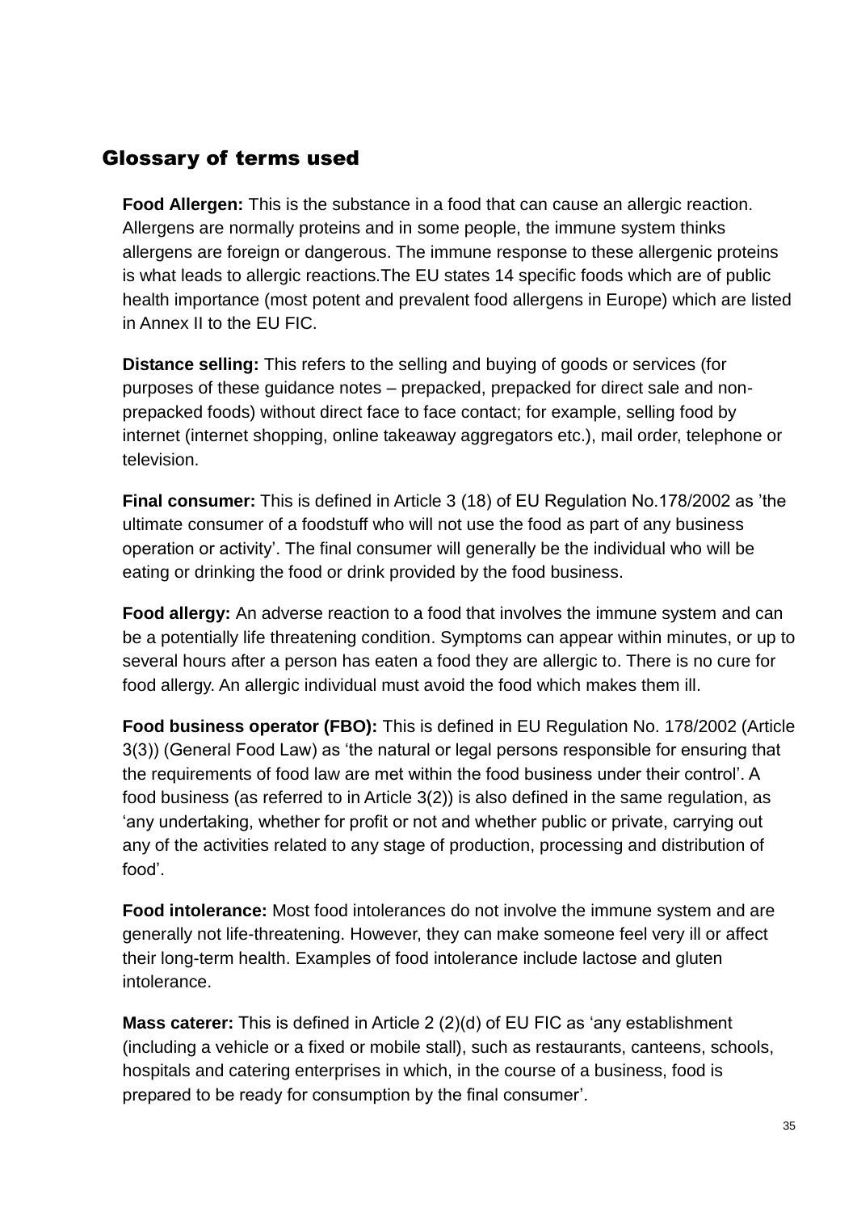## Glossary of terms used

**Food Allergen:** This is the substance in a food that can cause an allergic reaction. Allergens are normally proteins and in some people, the immune system thinks allergens are foreign or dangerous. The immune response to these allergenic proteins is what leads to allergic reactions.The EU states 14 specific foods which are of public health importance (most potent and prevalent food allergens in Europe) which are listed in Annex II to the EU FIC.

**Distance selling:** This refers to the selling and buying of goods or services (for purposes of these guidance notes – prepacked, prepacked for direct sale and non-prepacked foods) without direct face to face contact; for example, selling food by internet (internet shopping, online takeaway aggregators etc.), mail order, telephone or television.

**Final consumer:** This is defined in Article 3 (18) of EU Regulation No.178/2002 as 'the ultimate consumer of a foodstuff who will not use the food as part of any business operation or activity'. The final consumer will generally be the individual who will be eating or drinking the food or drink provided by the food business.

**Food allergy:** An adverse reaction to a food that involves the immune system and can be a potentially life threatening condition. Symptoms can appear within minutes, or up to several hours after a person has eaten a food they are allergic to. There is no cure for food allergy. An allergic individual must avoid the food which makes them ill.

**Food business operator (FBO):** This is defined in EU Regulation No. 178/2002 (Article 3(3)) (General Food Law) as 'the natural or legal persons responsible for ensuring that the requirements of food law are met within the food business under their control'. A food business (as referred to in Article 3(2)) is also defined in the same regulation, as 'any undertaking, whether for profit or not and whether public or private, carrying out any of the activities related to any stage of production, processing and distribution of food'.

**Food intolerance:** Most food intolerances do not involve the immune system and are generally not life-threatening. However, they can make someone feel very ill or affect their long-term health. Examples of food intolerance include lactose and gluten intolerance.

**Mass caterer:** This is defined in Article 2 (2)(d) of EU FIC as 'any establishment (including a vehicle or a fixed or mobile stall), such as restaurants, canteens, schools, hospitals and catering enterprises in which, in the course of a business, food is prepared to be ready for consumption by the final consumer'.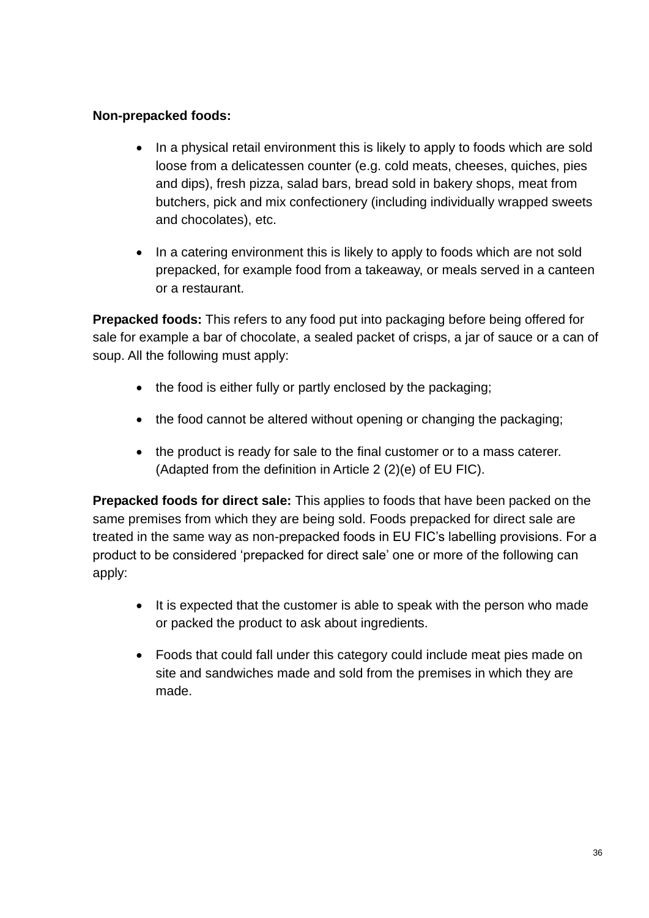**Non-prepacked foods:**

- In a physical retail environment this is likely to apply to foods which are sold loose from a delicatessen counter (e.g. cold meats, cheeses, quiches, pies and dips), fresh pizza, salad bars, bread sold in bakery shops, meat from butchers, pick and mix confectionery (including individually wrapped sweets and chocolates), etc.

- In a catering environment this is likely to apply to foods which are not sold prepacked, for example food from a takeaway, or meals served in a canteen or a restaurant.

**Prepacked foods:** This refers to any food put into packaging before being offered for sale for example a bar of chocolate, a sealed packet of crisps, a jar of sauce or a can of soup. All the following must apply:

- the food is either fully or partly enclosed by the packaging;

- the food cannot be altered without opening or changing the packaging;

- the product is ready for sale to the final customer or to a mass caterer. (Adapted from the definition in Article 2 (2)(e) of EU FIC).

**Prepacked foods for direct sale:** This applies to foods that have been packed on the same premises from which they are being sold. Foods prepacked for direct sale are treated in the same way as non-prepacked foods in EU FIC's labelling provisions. For a product to be considered 'prepacked for direct sale' one or more of the following can apply:

- It is expected that the customer is able to speak with the person who made or packed the product to ask about ingredients.

- Foods that could fall under this category could include meat pies made on site and sandwiches made and sold from the premises in which they are made.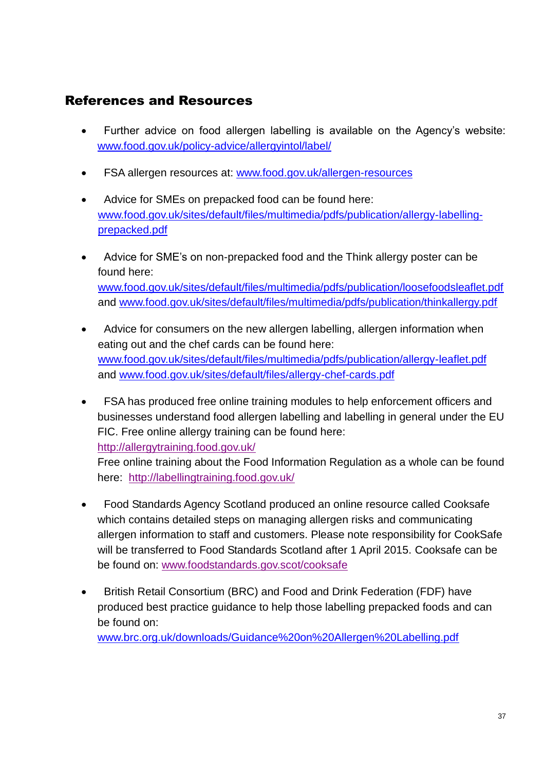## References and Resources

- Further advice on food allergen labelling is available on the Agency's website: www.food.gov.uk/policy-advice/allergyintol/label/

- FSA allergen resources at: www.food.gov.uk/allergen-resources

- Advice for SMEs on prepacked food can be found here: www.food.gov.uk/sites/default/files/multimedia/pdfs/publication/allergy-labelling-prepacked.pdf

- Advice for SME's on non-prepacked food and the Think allergy poster can be found here: www.food.gov.uk/sites/default/files/multimedia/pdfs/publication/loosefoodsleaflet.pdf and www.food.gov.uk/sites/default/files/multimedia/pdfs/publication/thinkallergy.pdf

- Advice for consumers on the new allergen labelling, allergen information when eating out and the chef cards can be found here: www.food.gov.uk/sites/default/files/multimedia/pdfs/publication/allergy-leaflet.pdf and www.food.gov.uk/sites/default/files/allergy-chef-cards.pdf

- FSA has produced free online training modules to help enforcement officers and businesses understand food allergen labelling and labelling in general under the EU FIC. Free online allergy training can be found here: http://allergytraining.food.gov.uk/
  Free online training about the Food Information Regulation as a whole can be found here: http://labellingtraining.food.gov.uk/

- Food Standards Agency Scotland produced an online resource called Cooksafe which contains detailed steps on managing allergen risks and communicating allergen information to staff and customers. Please note responsibility for CookSafe will be transferred to Food Standards Scotland after 1 April 2015. Cooksafe can be be found on: www.foodstandards.gov.scot/cooksafe

- British Retail Consortium (BRC) and Food and Drink Federation (FDF) have produced best practice guidance to help those labelling prepacked foods and can be found on: www.brc.org.uk/downloads/Guidance%20on%20Allergen%20Labelling.pdf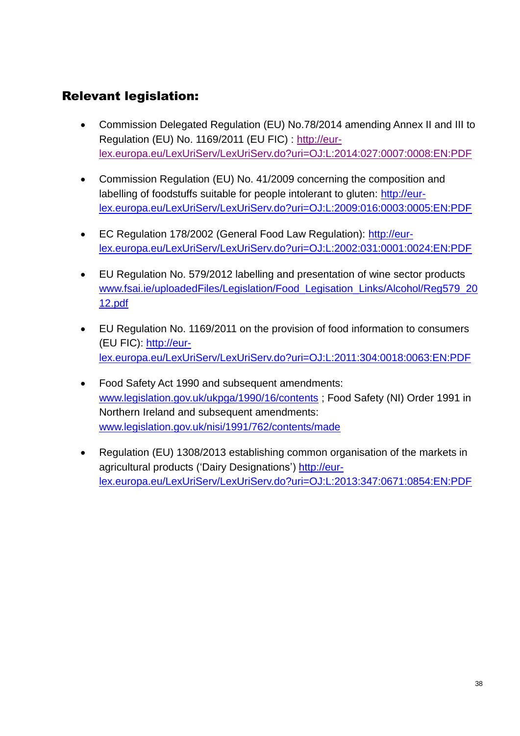## Relevant legislation:

- Commission Delegated Regulation (EU) No.78/2014 amending Annex II and III to Regulation (EU) No. 1169/2011 (EU FIC) : http://eur-lex.europa.eu/LexUriServ/LexUriServ.do?uri=OJ:L:2014:027:0007:0008:EN:PDF

- Commission Regulation (EU) No. 41/2009 concerning the composition and labelling of foodstuffs suitable for people intolerant to gluten: http://eur-lex.europa.eu/LexUriServ/LexUriServ.do?uri=OJ:L:2009:016:0003:0005:EN:PDF

- EC Regulation 178/2002 (General Food Law Regulation): http://eur-lex.europa.eu/LexUriServ/LexUriServ.do?uri=OJ:L:2002:031:0001:0024:EN:PDF

- EU Regulation No. 579/2012 labelling and presentation of wine sector products www.fsai.ie/uploadedFiles/Legislation/Food_Legisation_Links/Alcohol/Reg579_2012.pdf

- EU Regulation No. 1169/2011 on the provision of food information to consumers (EU FIC): http://eur-lex.europa.eu/LexUriServ/LexUriServ.do?uri=OJ:L:2011:304:0018:0063:EN:PDF

- Food Safety Act 1990 and subsequent amendments: www.legislation.gov.uk/ukpga/1990/16/contents ; Food Safety (NI) Order 1991 in Northern Ireland and subsequent amendments: www.legislation.gov.uk/nisi/1991/762/contents/made

- Regulation (EU) 1308/2013 establishing common organisation of the markets in agricultural products ('Dairy Designations') http://eur-lex.europa.eu/LexUriServ/LexUriServ.do?uri=OJ:L:2013:347:0671:0854:EN:PDF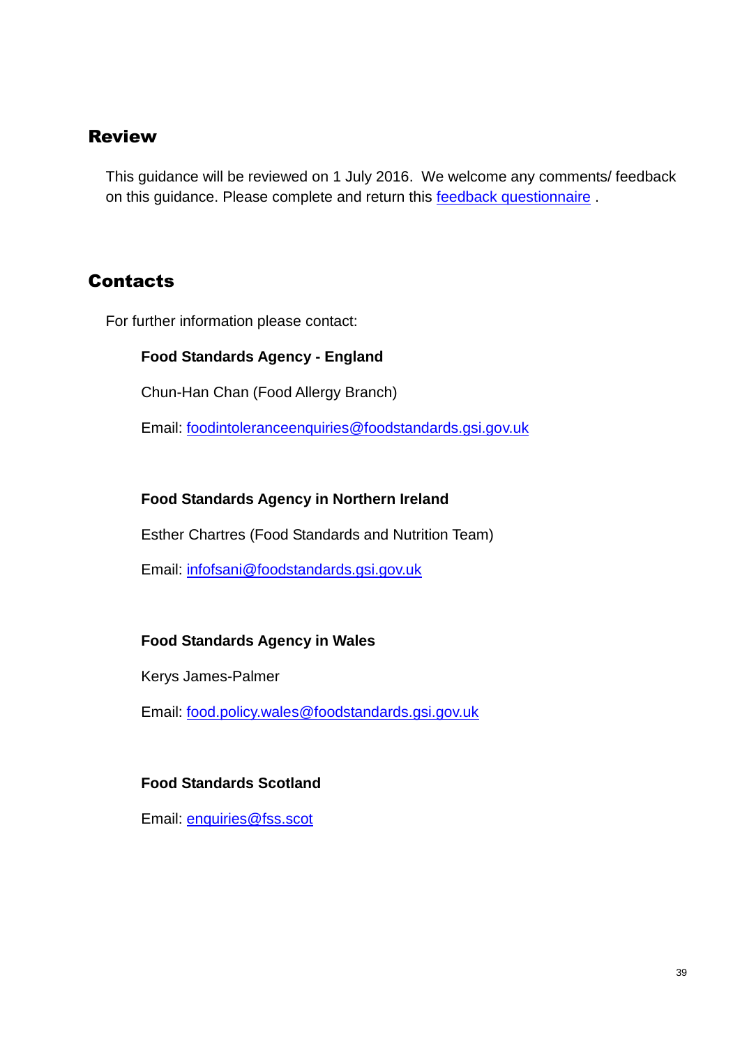## Review

This guidance will be reviewed on 1 July 2016. We welcome any comments/ feedback on this guidance. Please complete and return this feedback questionnaire .

## Contacts

For further information please contact:

**Food Standards Agency - England**

Chun-Han Chan (Food Allergy Branch)

Email: foodintoleranceenquiries@foodstandards.gsi.gov.uk

**Food Standards Agency in Northern Ireland**

Esther Chartres (Food Standards and Nutrition Team)

Email: infofsani@foodstandards.gsi.gov.uk

**Food Standards Agency in Wales**

Kerys James-Palmer

Email: food.policy.wales@foodstandards.gsi.gov.uk

**Food Standards Scotland**

Email: enquiries@fss.scot